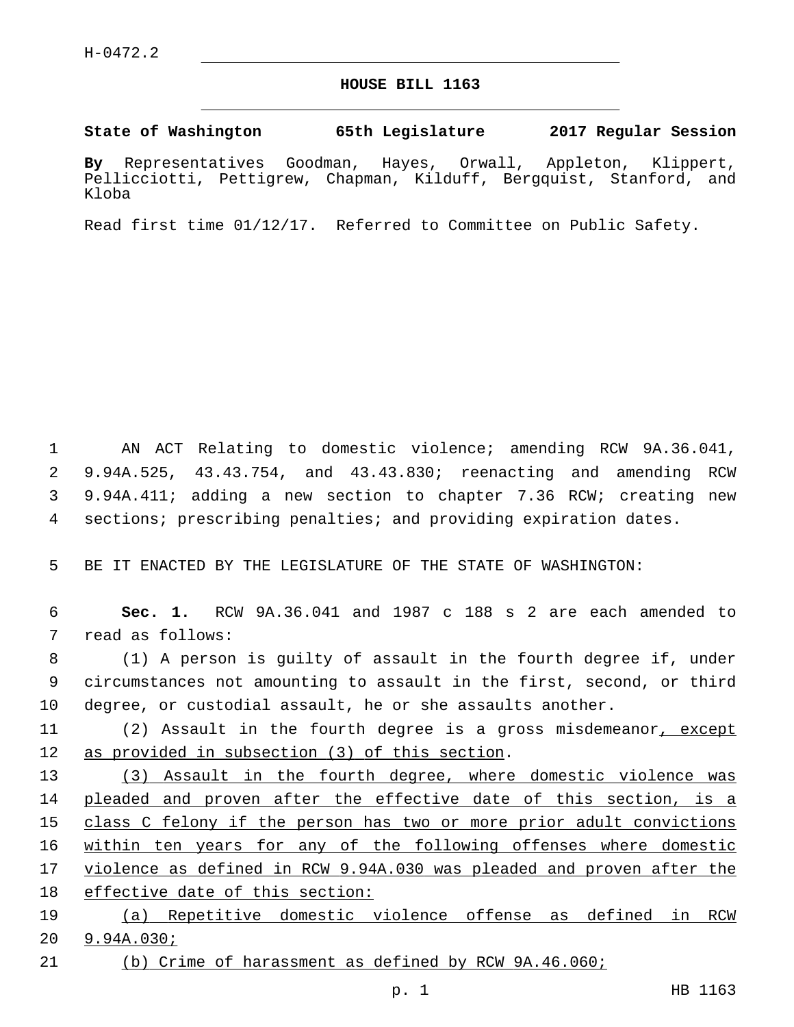H-0472.2

# HOUSE BILL 1163

**State of Washington 65th Legislature 2017 Regular Session**

**By** Representatives Goodman, Hayes, Orwall, Appleton, Klippert, Pellicciotti, Pettigrew, Chapman, Kilduff, Bergquist, Stanford, and Kloba

Read first time 01/12/17. Referred to Committee on Public Safety.

AN ACT Relating to domestic violence; amending RCW 9A.36.041, 9.94A.525, 43.43.754, and 43.43.830; reenacting and amending RCW 9.94A.411; adding a new section to chapter 7.36 RCW; creating new sections; prescribing penalties; and providing expiration dates.

BE IT ENACTED BY THE LEGISLATURE OF THE STATE OF WASHINGTON:

**Sec. 1.** RCW 9A.36.041 and 1987 c 188 s 2 are each amended to read as follows:

(1) A person is guilty of assault in the fourth degree if, under circumstances not amounting to assault in the first, second, or third degree, or custodial assault, he or she assaults another.

(2) Assault in the fourth degree is a gross misdemeanor<u>, except as provided in subsection (3) of this section</u>.

<u>(3) Assault in the fourth degree, where domestic violence was pleaded and proven after the effective date of this section, is a class C felony if the person has two or more prior adult convictions within ten years for any of the following offenses where domestic violence as defined in RCW 9.94A.030 was pleaded and proven after the effective date of this section:</u>

<u>(a) Repetitive domestic violence offense as defined in RCW 9.94A.030;</u>

<u>(b) Crime of harassment as defined by RCW 9A.46.060;</u>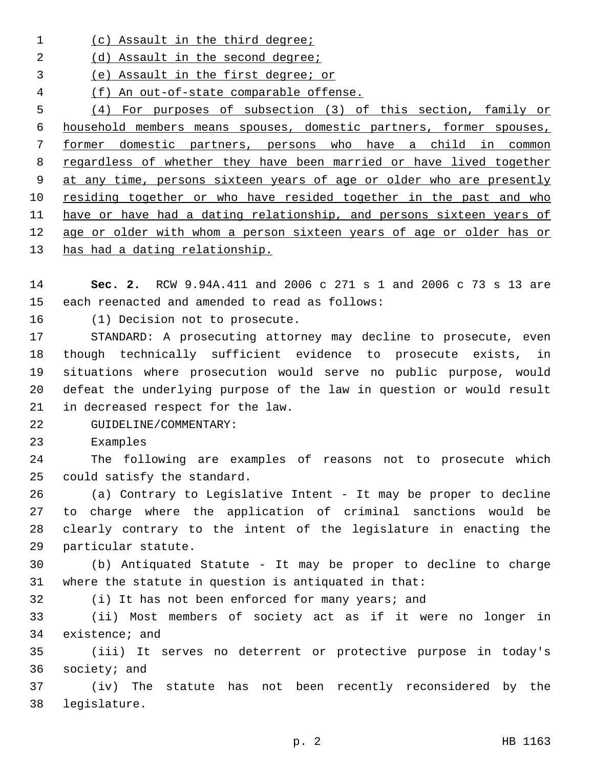(c) Assault in the third degree;

(d) Assault in the second degree;

(e) Assault in the first degree; or

(f) An out-of-state comparable offense.

(4) For purposes of subsection (3) of this section, family or household members means spouses, domestic partners, former spouses, former domestic partners, persons who have a child in common regardless of whether they have been married or have lived together at any time, persons sixteen years of age or older who are presently residing together or who have resided together in the past and who have or have had a dating relationship, and persons sixteen years of age or older with whom a person sixteen years of age or older has or has had a dating relationship.

**Sec. 2.** RCW 9.94A.411 and 2006 c 271 s 1 and 2006 c 73 s 13 are each reenacted and amended to read as follows:

(1) Decision not to prosecute.

STANDARD: A prosecuting attorney may decline to prosecute, even though technically sufficient evidence to prosecute exists, in situations where prosecution would serve no public purpose, would defeat the underlying purpose of the law in question or would result in decreased respect for the law.

GUIDELINE/COMMENTARY:

Examples

The following are examples of reasons not to prosecute which could satisfy the standard.

(a) Contrary to Legislative Intent - It may be proper to decline to charge where the application of criminal sanctions would be clearly contrary to the intent of the legislature in enacting the particular statute.

(b) Antiquated Statute - It may be proper to decline to charge where the statute in question is antiquated in that:

(i) It has not been enforced for many years; and

(ii) Most members of society act as if it were no longer in existence; and

(iii) It serves no deterrent or protective purpose in today's society; and

(iv) The statute has not been recently reconsidered by the legislature.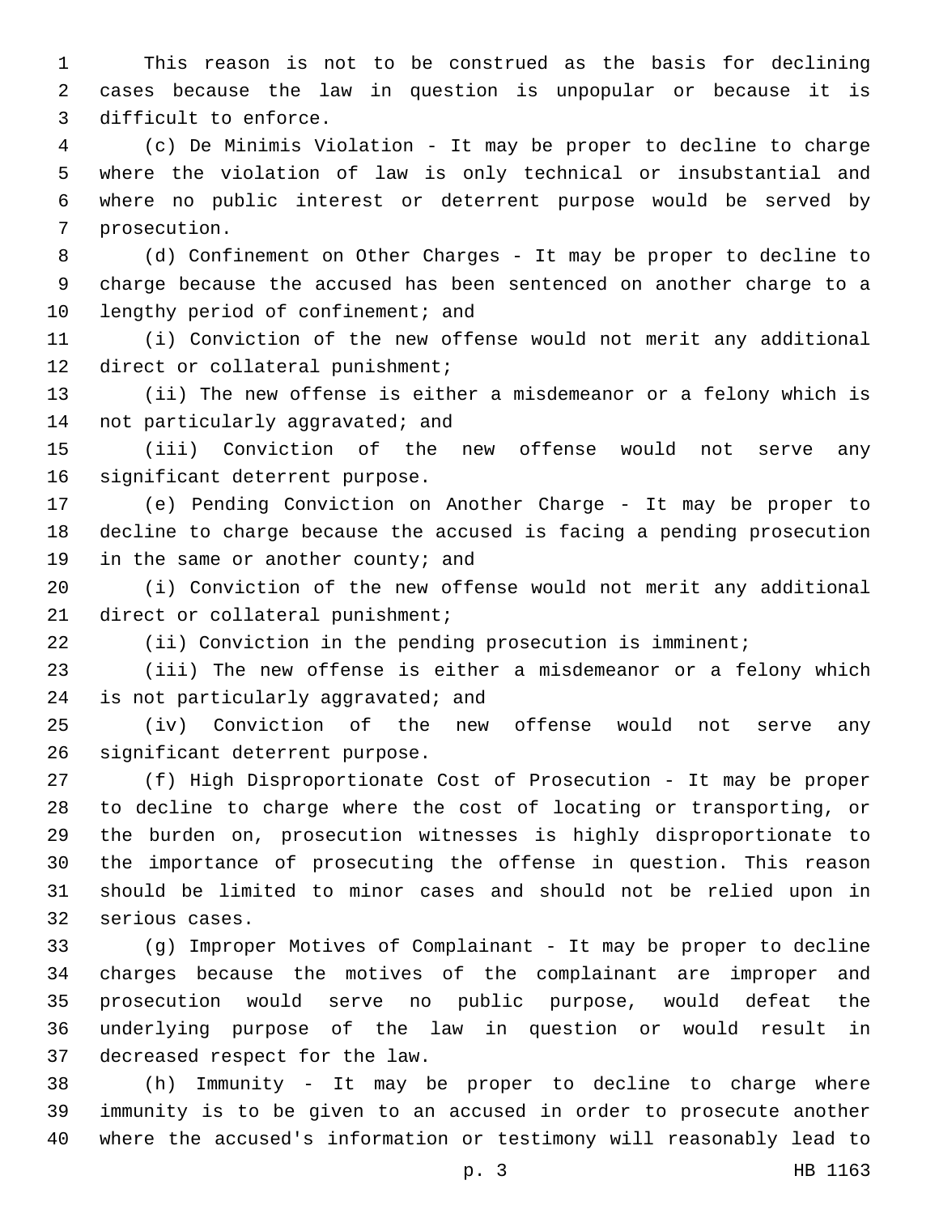This reason is not to be construed as the basis for declining cases because the law in question is unpopular or because it is difficult to enforce.

(c) De Minimis Violation - It may be proper to decline to charge where the violation of law is only technical or insubstantial and where no public interest or deterrent purpose would be served by prosecution.

(d) Confinement on Other Charges - It may be proper to decline to charge because the accused has been sentenced on another charge to a lengthy period of confinement; and

(i) Conviction of the new offense would not merit any additional direct or collateral punishment;

(ii) The new offense is either a misdemeanor or a felony which is not particularly aggravated; and

(iii) Conviction of the new offense would not serve any significant deterrent purpose.

(e) Pending Conviction on Another Charge - It may be proper to decline to charge because the accused is facing a pending prosecution in the same or another county; and

(i) Conviction of the new offense would not merit any additional direct or collateral punishment;

(ii) Conviction in the pending prosecution is imminent;

(iii) The new offense is either a misdemeanor or a felony which is not particularly aggravated; and

(iv) Conviction of the new offense would not serve any significant deterrent purpose.

(f) High Disproportionate Cost of Prosecution - It may be proper to decline to charge where the cost of locating or transporting, or the burden on, prosecution witnesses is highly disproportionate to the importance of prosecuting the offense in question. This reason should be limited to minor cases and should not be relied upon in serious cases.

(g) Improper Motives of Complainant - It may be proper to decline charges because the motives of the complainant are improper and prosecution would serve no public purpose, would defeat the underlying purpose of the law in question or would result in decreased respect for the law.

(h) Immunity - It may be proper to decline to charge where immunity is to be given to an accused in order to prosecute another where the accused's information or testimony will reasonably lead to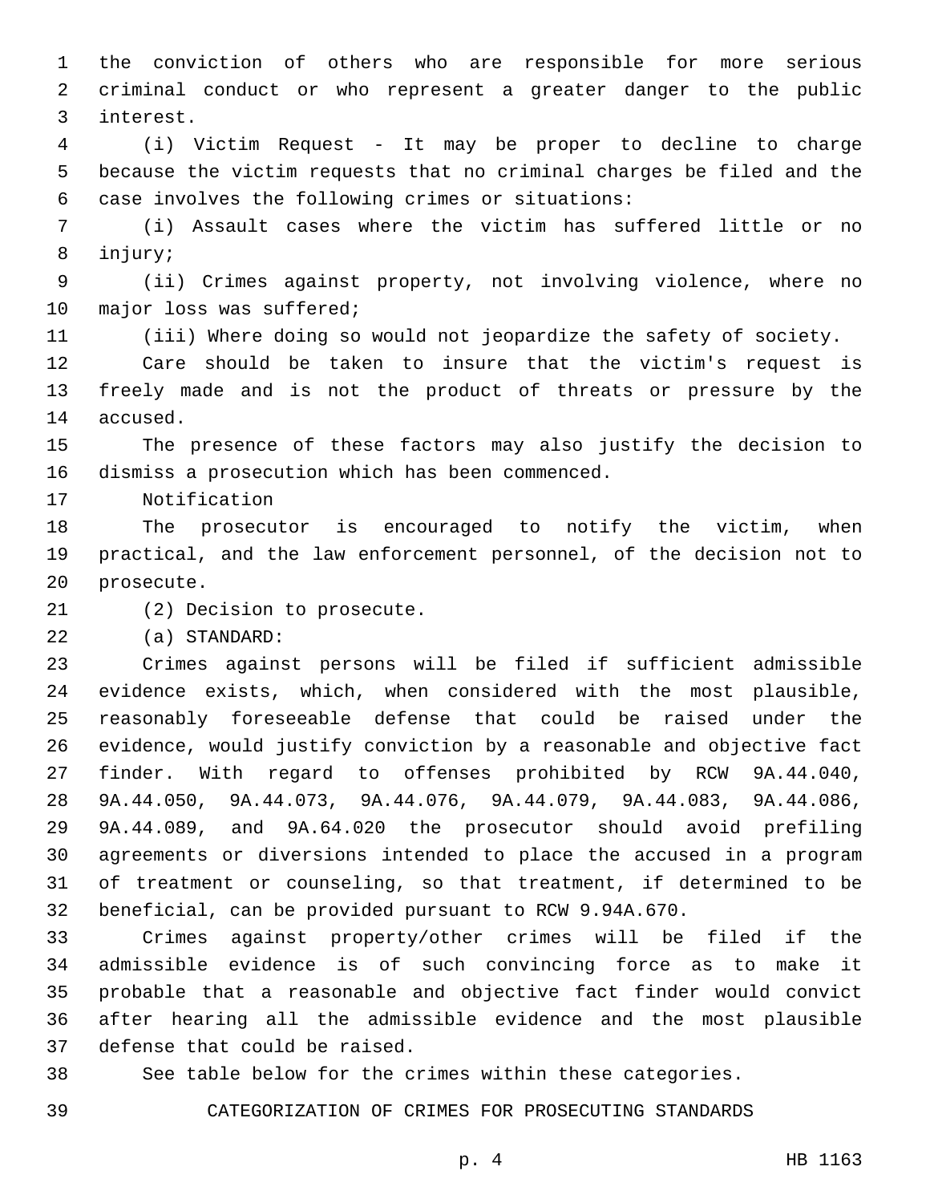the conviction of others who are responsible for more serious criminal conduct or who represent a greater danger to the public interest.

(i) Victim Request - It may be proper to decline to charge because the victim requests that no criminal charges be filed and the case involves the following crimes or situations:

(i) Assault cases where the victim has suffered little or no injury;

(ii) Crimes against property, not involving violence, where no major loss was suffered;

(iii) Where doing so would not jeopardize the safety of society.

Care should be taken to insure that the victim's request is freely made and is not the product of threats or pressure by the accused.

The presence of these factors may also justify the decision to dismiss a prosecution which has been commenced.

Notification

The prosecutor is encouraged to notify the victim, when practical, and the law enforcement personnel, of the decision not to prosecute.

(2) Decision to prosecute.

(a) STANDARD:

Crimes against persons will be filed if sufficient admissible evidence exists, which, when considered with the most plausible, reasonably foreseeable defense that could be raised under the evidence, would justify conviction by a reasonable and objective fact finder. With regard to offenses prohibited by RCW 9A.44.040, 9A.44.050, 9A.44.073, 9A.44.076, 9A.44.079, 9A.44.083, 9A.44.086, 9A.44.089, and 9A.64.020 the prosecutor should avoid prefiling agreements or diversions intended to place the accused in a program of treatment or counseling, so that treatment, if determined to be beneficial, can be provided pursuant to RCW 9.94A.670.

Crimes against property/other crimes will be filed if the admissible evidence is of such convincing force as to make it probable that a reasonable and objective fact finder would convict after hearing all the admissible evidence and the most plausible defense that could be raised.

See table below for the crimes within these categories.

CATEGORIZATION OF CRIMES FOR PROSECUTING STANDARDS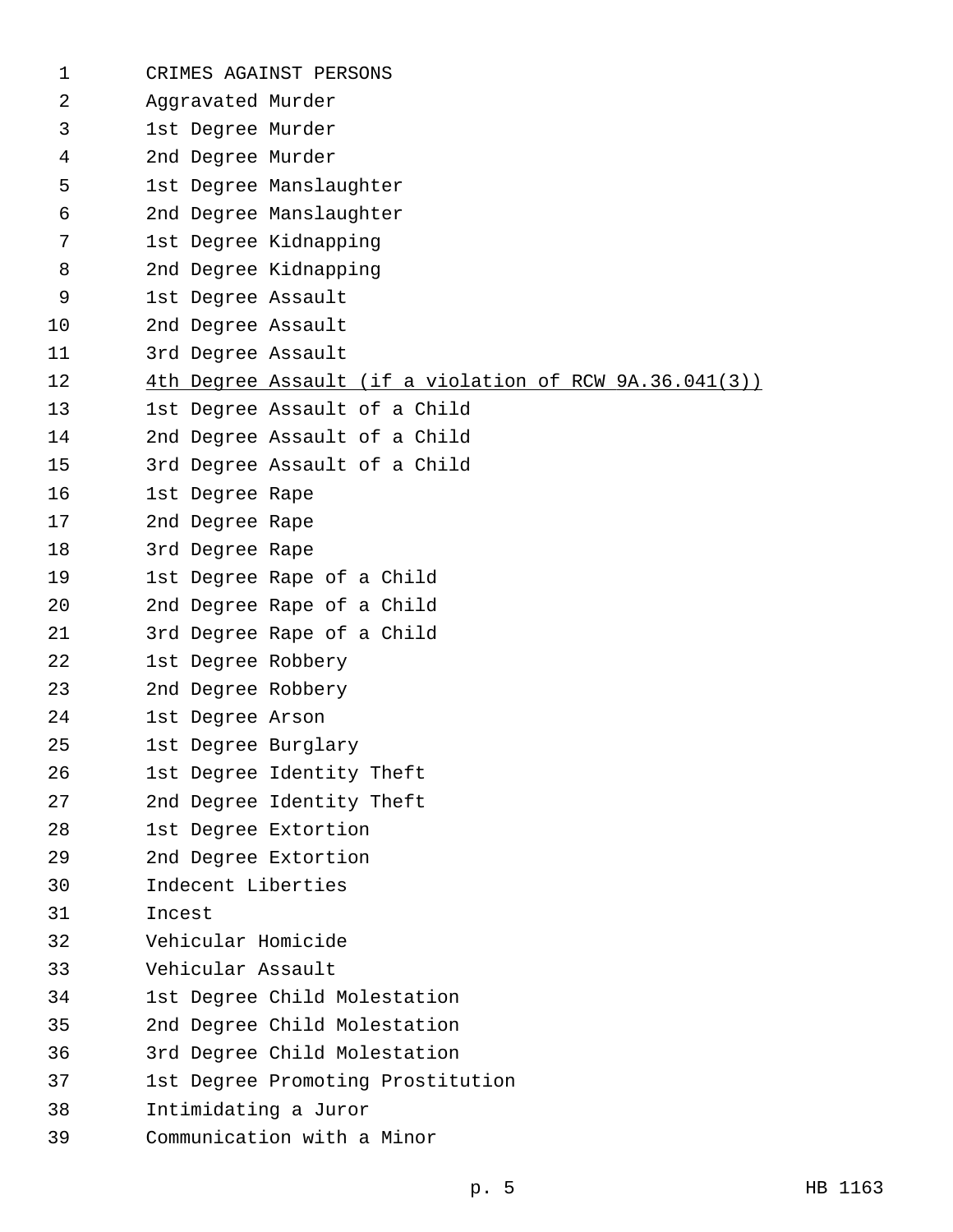CRIMES AGAINST PERSONS

Aggravated Murder

1st Degree Murder

2nd Degree Murder

1st Degree Manslaughter

2nd Degree Manslaughter

1st Degree Kidnapping

2nd Degree Kidnapping

1st Degree Assault

2nd Degree Assault

3rd Degree Assault

<u>4th Degree Assault (if a violation of RCW 9A.36.041(3))</u>

1st Degree Assault of a Child

2nd Degree Assault of a Child

3rd Degree Assault of a Child

1st Degree Rape

2nd Degree Rape

3rd Degree Rape

1st Degree Rape of a Child

2nd Degree Rape of a Child

3rd Degree Rape of a Child

1st Degree Robbery

2nd Degree Robbery

1st Degree Arson

1st Degree Burglary

1st Degree Identity Theft

2nd Degree Identity Theft

1st Degree Extortion

2nd Degree Extortion

Indecent Liberties

Incest

Vehicular Homicide

Vehicular Assault

1st Degree Child Molestation

2nd Degree Child Molestation

3rd Degree Child Molestation

1st Degree Promoting Prostitution

Intimidating a Juror

Communication with a Minor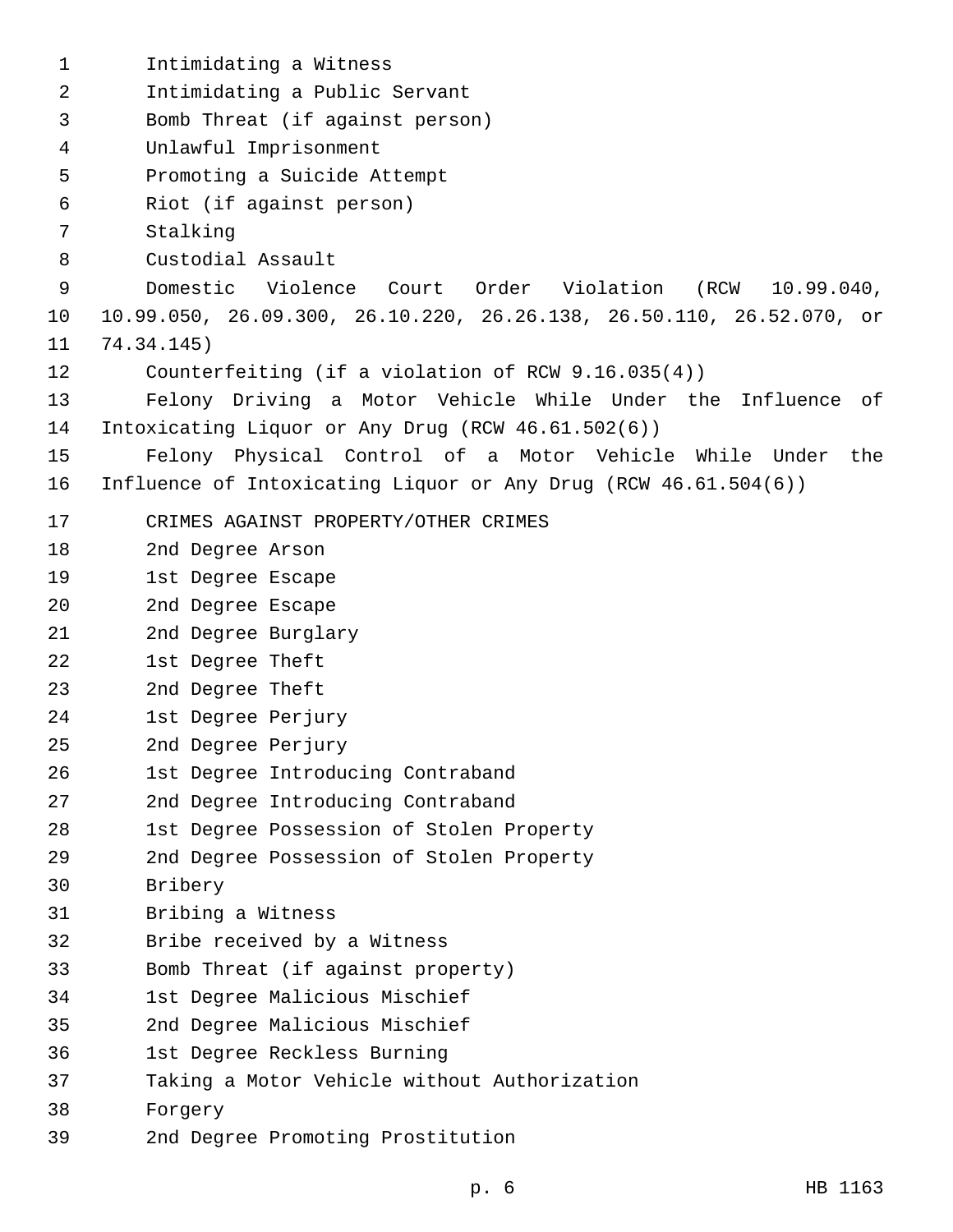Intimidating a Witness
Intimidating a Public Servant
Bomb Threat (if against person)
Unlawful Imprisonment
Promoting a Suicide Attempt
Riot (if against person)
Stalking
Custodial Assault
Domestic Violence Court Order Violation (RCW 10.99.040, 10.99.050, 26.09.300, 26.10.220, 26.26.138, 26.50.110, 26.52.070, or 74.34.145)
Counterfeiting (if a violation of RCW 9.16.035(4))
Felony Driving a Motor Vehicle While Under the Influence of Intoxicating Liquor or Any Drug (RCW 46.61.502(6))
Felony Physical Control of a Motor Vehicle While Under the Influence of Intoxicating Liquor or Any Drug (RCW 46.61.504(6))

CRIMES AGAINST PROPERTY/OTHER CRIMES
2nd Degree Arson
1st Degree Escape
2nd Degree Escape
2nd Degree Burglary
1st Degree Theft
2nd Degree Theft
1st Degree Perjury
2nd Degree Perjury
1st Degree Introducing Contraband
2nd Degree Introducing Contraband
1st Degree Possession of Stolen Property
2nd Degree Possession of Stolen Property
Bribery
Bribing a Witness
Bribe received by a Witness
Bomb Threat (if against property)
1st Degree Malicious Mischief
2nd Degree Malicious Mischief
1st Degree Reckless Burning
Taking a Motor Vehicle without Authorization
Forgery
2nd Degree Promoting Prostitution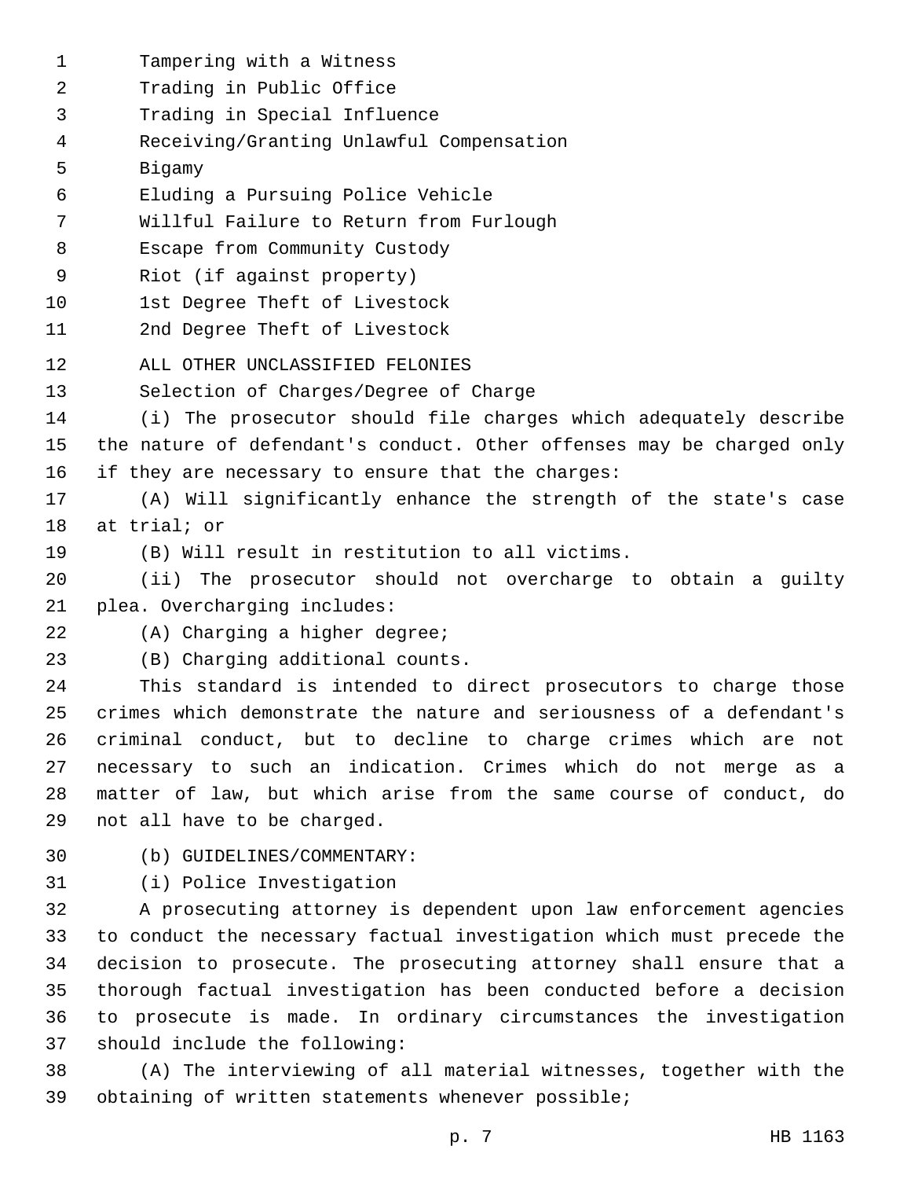Tampering with a Witness

Trading in Public Office

Trading in Special Influence

Receiving/Granting Unlawful Compensation

Bigamy

Eluding a Pursuing Police Vehicle

Willful Failure to Return from Furlough

Escape from Community Custody

Riot (if against property)

1st Degree Theft of Livestock

2nd Degree Theft of Livestock

ALL OTHER UNCLASSIFIED FELONIES

Selection of Charges/Degree of Charge

(i) The prosecutor should file charges which adequately describe the nature of defendant's conduct. Other offenses may be charged only if they are necessary to ensure that the charges:

(A) Will significantly enhance the strength of the state's case at trial; or

(B) Will result in restitution to all victims.

(ii) The prosecutor should not overcharge to obtain a guilty plea. Overcharging includes:

(A) Charging a higher degree;

(B) Charging additional counts.

This standard is intended to direct prosecutors to charge those crimes which demonstrate the nature and seriousness of a defendant's criminal conduct, but to decline to charge crimes which are not necessary to such an indication. Crimes which do not merge as a matter of law, but which arise from the same course of conduct, do not all have to be charged.

(b) GUIDELINES/COMMENTARY:

(i) Police Investigation

A prosecuting attorney is dependent upon law enforcement agencies to conduct the necessary factual investigation which must precede the decision to prosecute. The prosecuting attorney shall ensure that a thorough factual investigation has been conducted before a decision to prosecute is made. In ordinary circumstances the investigation should include the following:

(A) The interviewing of all material witnesses, together with the obtaining of written statements whenever possible;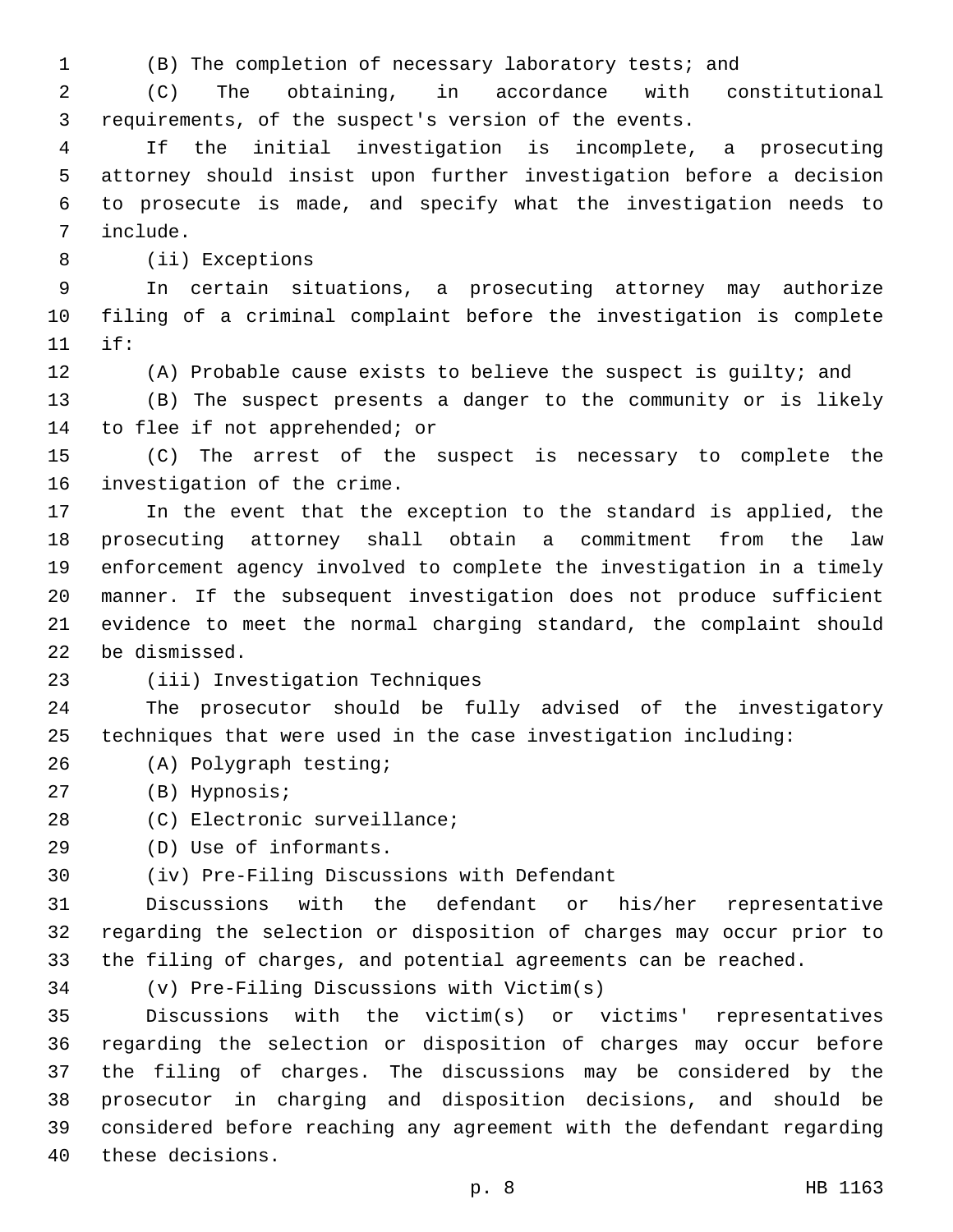(B) The completion of necessary laboratory tests; and

(C) The obtaining, in accordance with constitutional requirements, of the suspect's version of the events.

If the initial investigation is incomplete, a prosecuting attorney should insist upon further investigation before a decision to prosecute is made, and specify what the investigation needs to include.

(ii) Exceptions

In certain situations, a prosecuting attorney may authorize filing of a criminal complaint before the investigation is complete if:

(A) Probable cause exists to believe the suspect is guilty; and

(B) The suspect presents a danger to the community or is likely to flee if not apprehended; or

(C) The arrest of the suspect is necessary to complete the investigation of the crime.

In the event that the exception to the standard is applied, the prosecuting attorney shall obtain a commitment from the law enforcement agency involved to complete the investigation in a timely manner. If the subsequent investigation does not produce sufficient evidence to meet the normal charging standard, the complaint should be dismissed.

(iii) Investigation Techniques

The prosecutor should be fully advised of the investigatory techniques that were used in the case investigation including:

(A) Polygraph testing;

(B) Hypnosis;

(C) Electronic surveillance;

(D) Use of informants.

(iv) Pre-Filing Discussions with Defendant

Discussions with the defendant or his/her representative regarding the selection or disposition of charges may occur prior to the filing of charges, and potential agreements can be reached.

(v) Pre-Filing Discussions with Victim(s)

Discussions with the victim(s) or victims' representatives regarding the selection or disposition of charges may occur before the filing of charges. The discussions may be considered by the prosecutor in charging and disposition decisions, and should be considered before reaching any agreement with the defendant regarding these decisions.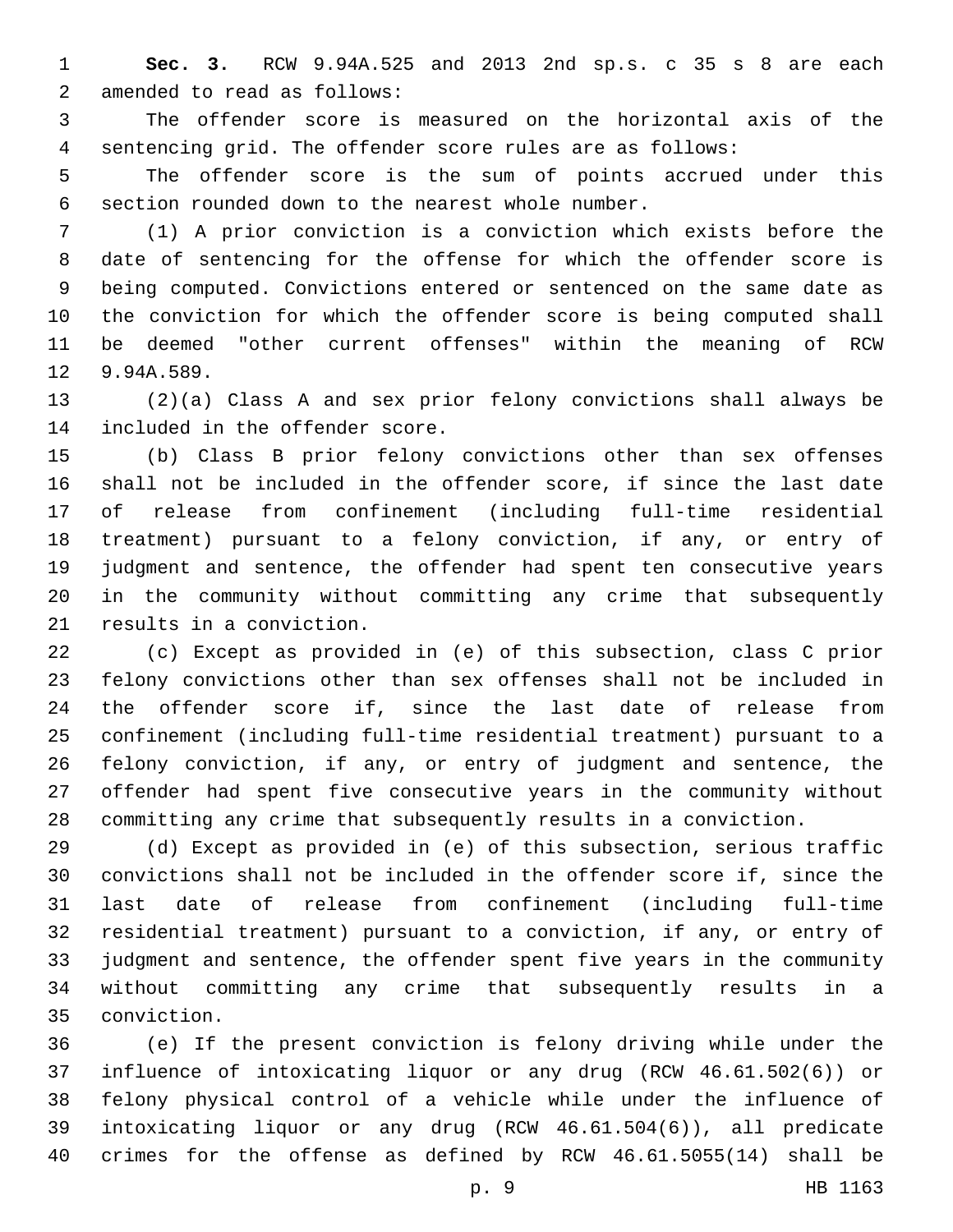**Sec. 3.** RCW 9.94A.525 and 2013 2nd sp.s. c 35 s 8 are each amended to read as follows:

The offender score is measured on the horizontal axis of the sentencing grid. The offender score rules are as follows:

The offender score is the sum of points accrued under this section rounded down to the nearest whole number.

(1) A prior conviction is a conviction which exists before the date of sentencing for the offense for which the offender score is being computed. Convictions entered or sentenced on the same date as the conviction for which the offender score is being computed shall be deemed "other current offenses" within the meaning of RCW 9.94A.589.

(2)(a) Class A and sex prior felony convictions shall always be included in the offender score.

(b) Class B prior felony convictions other than sex offenses shall not be included in the offender score, if since the last date of release from confinement (including full-time residential treatment) pursuant to a felony conviction, if any, or entry of judgment and sentence, the offender had spent ten consecutive years in the community without committing any crime that subsequently results in a conviction.

(c) Except as provided in (e) of this subsection, class C prior felony convictions other than sex offenses shall not be included in the offender score if, since the last date of release from confinement (including full-time residential treatment) pursuant to a felony conviction, if any, or entry of judgment and sentence, the offender had spent five consecutive years in the community without committing any crime that subsequently results in a conviction.

(d) Except as provided in (e) of this subsection, serious traffic convictions shall not be included in the offender score if, since the last date of release from confinement (including full-time residential treatment) pursuant to a conviction, if any, or entry of judgment and sentence, the offender spent five years in the community without committing any crime that subsequently results in a conviction.

(e) If the present conviction is felony driving while under the influence of intoxicating liquor or any drug (RCW 46.61.502(6)) or felony physical control of a vehicle while under the influence of intoxicating liquor or any drug (RCW 46.61.504(6)), all predicate crimes for the offense as defined by RCW 46.61.5055(14) shall be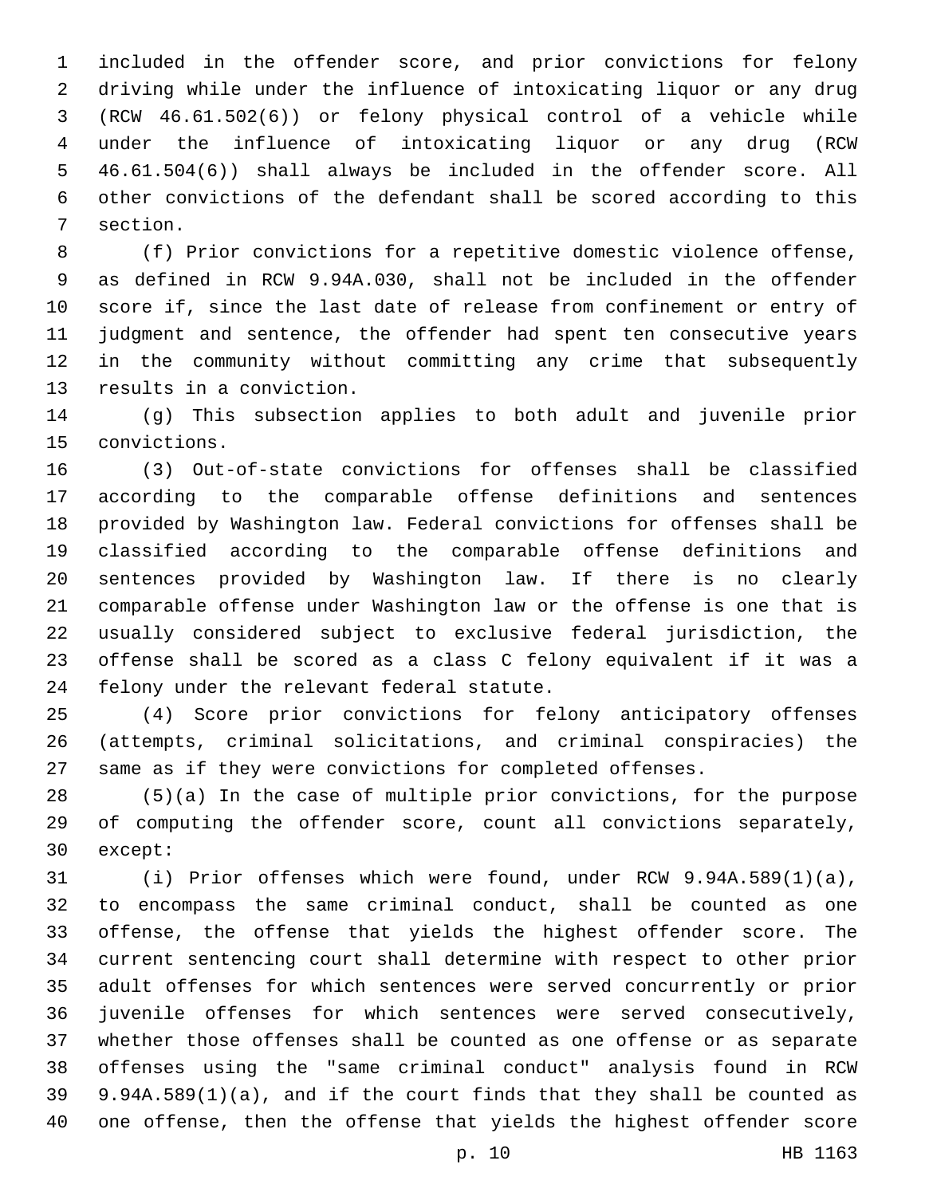included in the offender score, and prior convictions for felony driving while under the influence of intoxicating liquor or any drug (RCW 46.61.502(6)) or felony physical control of a vehicle while under the influence of intoxicating liquor or any drug (RCW 46.61.504(6)) shall always be included in the offender score. All other convictions of the defendant shall be scored according to this section.

(f) Prior convictions for a repetitive domestic violence offense, as defined in RCW 9.94A.030, shall not be included in the offender score if, since the last date of release from confinement or entry of judgment and sentence, the offender had spent ten consecutive years in the community without committing any crime that subsequently results in a conviction.

(g) This subsection applies to both adult and juvenile prior convictions.

(3) Out-of-state convictions for offenses shall be classified according to the comparable offense definitions and sentences provided by Washington law. Federal convictions for offenses shall be classified according to the comparable offense definitions and sentences provided by Washington law. If there is no clearly comparable offense under Washington law or the offense is one that is usually considered subject to exclusive federal jurisdiction, the offense shall be scored as a class C felony equivalent if it was a felony under the relevant federal statute.

(4) Score prior convictions for felony anticipatory offenses (attempts, criminal solicitations, and criminal conspiracies) the same as if they were convictions for completed offenses.

(5)(a) In the case of multiple prior convictions, for the purpose of computing the offender score, count all convictions separately, except:

(i) Prior offenses which were found, under RCW 9.94A.589(1)(a), to encompass the same criminal conduct, shall be counted as one offense, the offense that yields the highest offender score. The current sentencing court shall determine with respect to other prior adult offenses for which sentences were served concurrently or prior juvenile offenses for which sentences were served consecutively, whether those offenses shall be counted as one offense or as separate offenses using the "same criminal conduct" analysis found in RCW 9.94A.589(1)(a), and if the court finds that they shall be counted as one offense, then the offense that yields the highest offender score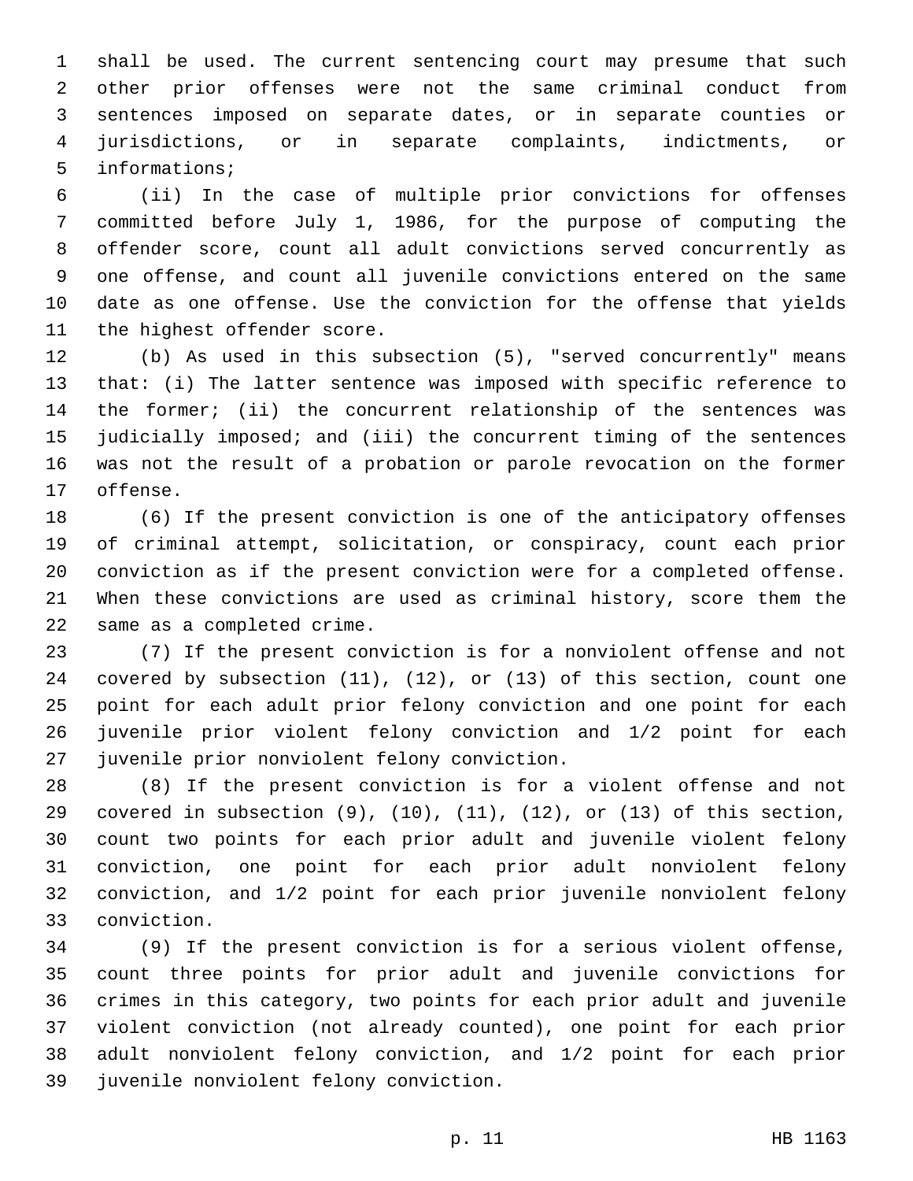shall be used. The current sentencing court may presume that such other prior offenses were not the same criminal conduct from sentences imposed on separate dates, or in separate counties or jurisdictions, or in separate complaints, indictments, or informations;

(ii) In the case of multiple prior convictions for offenses committed before July 1, 1986, for the purpose of computing the offender score, count all adult convictions served concurrently as one offense, and count all juvenile convictions entered on the same date as one offense. Use the conviction for the offense that yields the highest offender score.

(b) As used in this subsection (5), "served concurrently" means that: (i) The latter sentence was imposed with specific reference to the former; (ii) the concurrent relationship of the sentences was judicially imposed; and (iii) the concurrent timing of the sentences was not the result of a probation or parole revocation on the former offense.

(6) If the present conviction is one of the anticipatory offenses of criminal attempt, solicitation, or conspiracy, count each prior conviction as if the present conviction were for a completed offense. When these convictions are used as criminal history, score them the same as a completed crime.

(7) If the present conviction is for a nonviolent offense and not covered by subsection (11), (12), or (13) of this section, count one point for each adult prior felony conviction and one point for each juvenile prior violent felony conviction and 1/2 point for each juvenile prior nonviolent felony conviction.

(8) If the present conviction is for a violent offense and not covered in subsection (9), (10), (11), (12), or (13) of this section, count two points for each prior adult and juvenile violent felony conviction, one point for each prior adult nonviolent felony conviction, and 1/2 point for each prior juvenile nonviolent felony conviction.

(9) If the present conviction is for a serious violent offense, count three points for prior adult and juvenile convictions for crimes in this category, two points for each prior adult and juvenile violent conviction (not already counted), one point for each prior adult nonviolent felony conviction, and 1/2 point for each prior juvenile nonviolent felony conviction.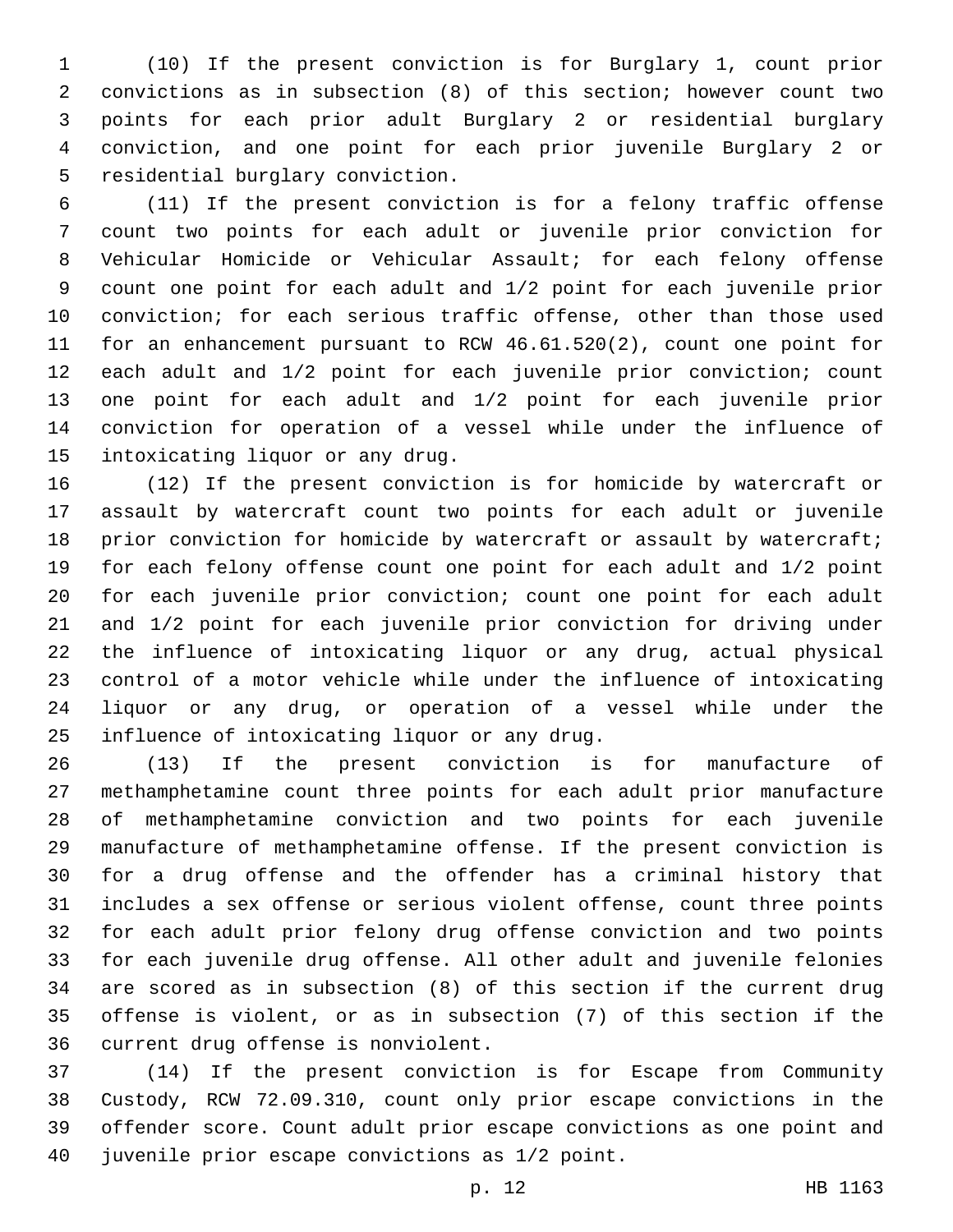(10) If the present conviction is for Burglary 1, count prior convictions as in subsection (8) of this section; however count two points for each prior adult Burglary 2 or residential burglary conviction, and one point for each prior juvenile Burglary 2 or residential burglary conviction.

(11) If the present conviction is for a felony traffic offense count two points for each adult or juvenile prior conviction for Vehicular Homicide or Vehicular Assault; for each felony offense count one point for each adult and 1/2 point for each juvenile prior conviction; for each serious traffic offense, other than those used for an enhancement pursuant to RCW 46.61.520(2), count one point for each adult and 1/2 point for each juvenile prior conviction; count one point for each adult and 1/2 point for each juvenile prior conviction for operation of a vessel while under the influence of intoxicating liquor or any drug.

(12) If the present conviction is for homicide by watercraft or assault by watercraft count two points for each adult or juvenile prior conviction for homicide by watercraft or assault by watercraft; for each felony offense count one point for each adult and 1/2 point for each juvenile prior conviction; count one point for each adult and 1/2 point for each juvenile prior conviction for driving under the influence of intoxicating liquor or any drug, actual physical control of a motor vehicle while under the influence of intoxicating liquor or any drug, or operation of a vessel while under the influence of intoxicating liquor or any drug.

(13) If the present conviction is for manufacture of methamphetamine count three points for each adult prior manufacture of methamphetamine conviction and two points for each juvenile manufacture of methamphetamine offense. If the present conviction is for a drug offense and the offender has a criminal history that includes a sex offense or serious violent offense, count three points for each adult prior felony drug offense conviction and two points for each juvenile drug offense. All other adult and juvenile felonies are scored as in subsection (8) of this section if the current drug offense is violent, or as in subsection (7) of this section if the current drug offense is nonviolent.

(14) If the present conviction is for Escape from Community Custody, RCW 72.09.310, count only prior escape convictions in the offender score. Count adult prior escape convictions as one point and juvenile prior escape convictions as 1/2 point.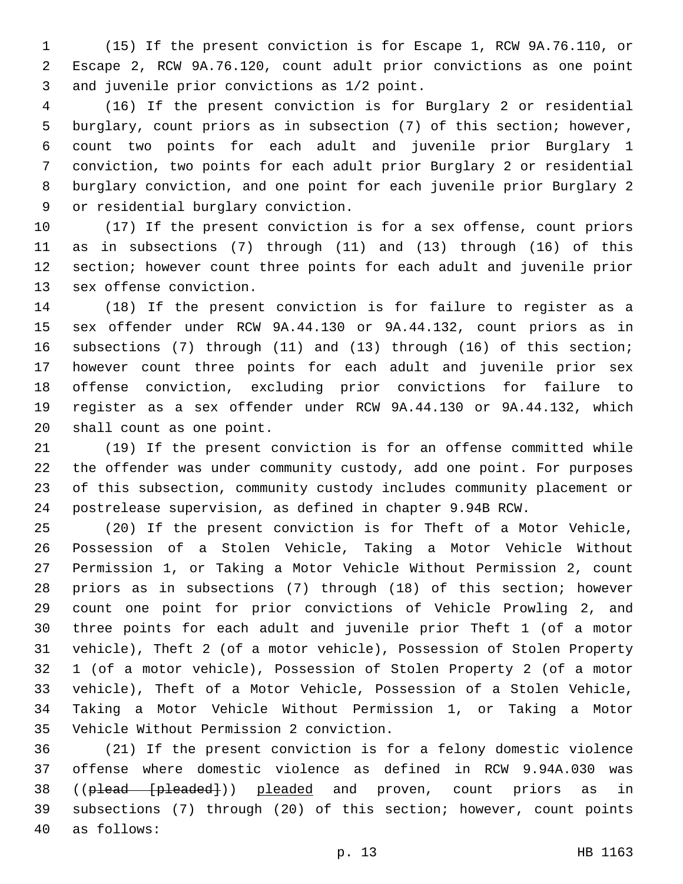(15) If the present conviction is for Escape 1, RCW 9A.76.110, or Escape 2, RCW 9A.76.120, count adult prior convictions as one point and juvenile prior convictions as 1/2 point.

(16) If the present conviction is for Burglary 2 or residential burglary, count priors as in subsection (7) of this section; however, count two points for each adult and juvenile prior Burglary 1 conviction, two points for each adult prior Burglary 2 or residential burglary conviction, and one point for each juvenile prior Burglary 2 or residential burglary conviction.

(17) If the present conviction is for a sex offense, count priors as in subsections (7) through (11) and (13) through (16) of this section; however count three points for each adult and juvenile prior sex offense conviction.

(18) If the present conviction is for failure to register as a sex offender under RCW 9A.44.130 or 9A.44.132, count priors as in subsections (7) through (11) and (13) through (16) of this section; however count three points for each adult and juvenile prior sex offense conviction, excluding prior convictions for failure to register as a sex offender under RCW 9A.44.130 or 9A.44.132, which shall count as one point.

(19) If the present conviction is for an offense committed while the offender was under community custody, add one point. For purposes of this subsection, community custody includes community placement or postrelease supervision, as defined in chapter 9.94B RCW.

(20) If the present conviction is for Theft of a Motor Vehicle, Possession of a Stolen Vehicle, Taking a Motor Vehicle Without Permission 1, or Taking a Motor Vehicle Without Permission 2, count priors as in subsections (7) through (18) of this section; however count one point for prior convictions of Vehicle Prowling 2, and three points for each adult and juvenile prior Theft 1 (of a motor vehicle), Theft 2 (of a motor vehicle), Possession of Stolen Property 1 (of a motor vehicle), Possession of Stolen Property 2 (of a motor vehicle), Theft of a Motor Vehicle, Possession of a Stolen Vehicle, Taking a Motor Vehicle Without Permission 1, or Taking a Motor Vehicle Without Permission 2 conviction.

(21) If the present conviction is for a felony domestic violence offense where domestic violence as defined in RCW 9.94A.030 was ((~~plead [pleaded]~~)) <u>pleaded</u> and proven, count priors as in subsections (7) through (20) of this section; however, count points as follows: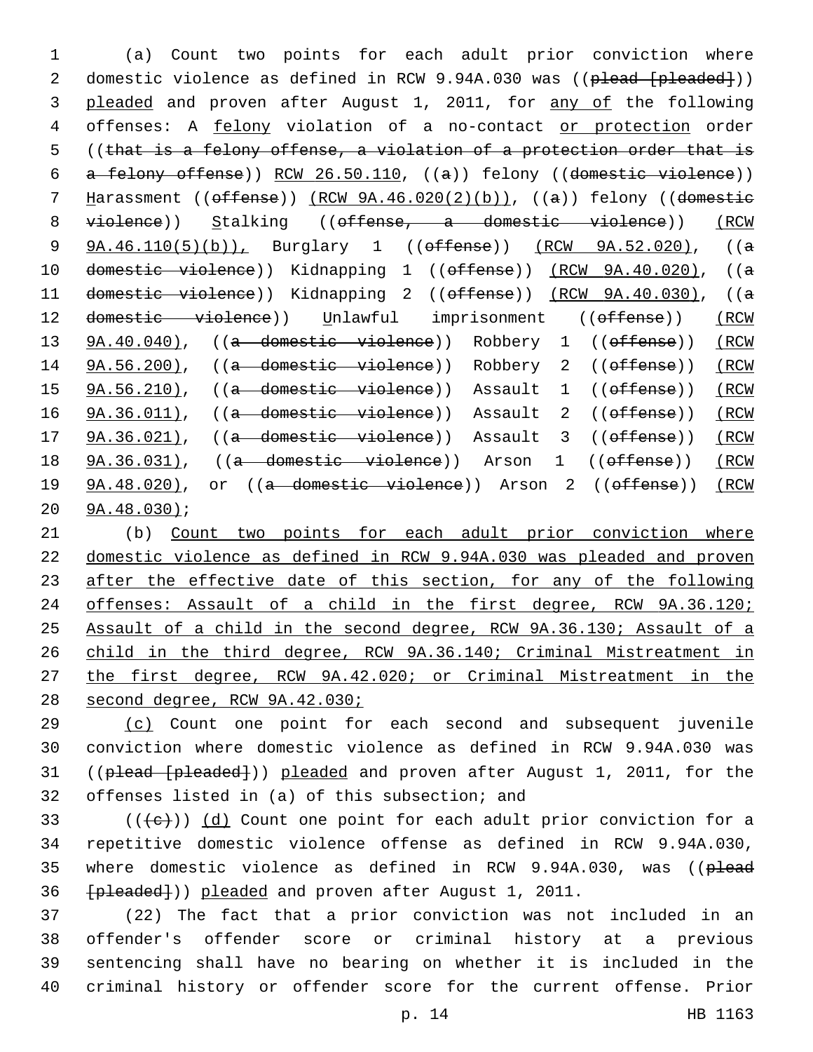(a) Count two points for each adult prior conviction where domestic violence as defined in RCW 9.94A.030 was ((plead [pleaded])) pleaded and proven after August 1, 2011, for any of the following offenses: A felony violation of a no-contact or protection order ((that is a felony offense, a violation of a protection order that is a felony offense)) RCW 26.50.110, ((a)) felony ((domestic violence)) Harassment ((offense)) (RCW 9A.46.020(2)(b)), ((a)) felony ((domestic violence)) Stalking ((offense, a domestic violence)) (RCW 9A.46.110(5)(b)), Burglary 1 ((offense)) (RCW 9A.52.020), ((a domestic violence)) Kidnapping 1 ((offense)) (RCW 9A.40.020), ((a domestic violence)) Kidnapping 2 ((offense)) (RCW 9A.40.030), ((a domestic violence)) Unlawful imprisonment ((offense)) (RCW 9A.40.040), ((a domestic violence)) Robbery 1 ((offense)) (RCW 9A.56.200), ((a domestic violence)) Robbery 2 ((offense)) (RCW 9A.56.210), ((a domestic violence)) Assault 1 ((offense)) (RCW 9A.36.011), ((a domestic violence)) Assault 2 ((offense)) (RCW 9A.36.021), ((a domestic violence)) Assault 3 ((offense)) (RCW 9A.36.031), ((a domestic violence)) Arson 1 ((offense)) (RCW 9A.48.020), or ((a domestic violence)) Arson 2 ((offense)) (RCW 9A.48.030);

(b) Count two points for each adult prior conviction where domestic violence as defined in RCW 9.94A.030 was pleaded and proven after the effective date of this section, for any of the following offenses: Assault of a child in the first degree, RCW 9A.36.120; Assault of a child in the second degree, RCW 9A.36.130; Assault of a child in the third degree, RCW 9A.36.140; Criminal Mistreatment in the first degree, RCW 9A.42.020; or Criminal Mistreatment in the second degree, RCW 9A.42.030;

(c) Count one point for each second and subsequent juvenile conviction where domestic violence as defined in RCW 9.94A.030 was ((plead [pleaded])) pleaded and proven after August 1, 2011, for the offenses listed in (a) of this subsection; and

(((c))) (d) Count one point for each adult prior conviction for a repetitive domestic violence offense as defined in RCW 9.94A.030, where domestic violence as defined in RCW 9.94A.030, was ((plead [pleaded])) pleaded and proven after August 1, 2011.

(22) The fact that a prior conviction was not included in an offender's offender score or criminal history at a previous sentencing shall have no bearing on whether it is included in the criminal history or offender score for the current offense. Prior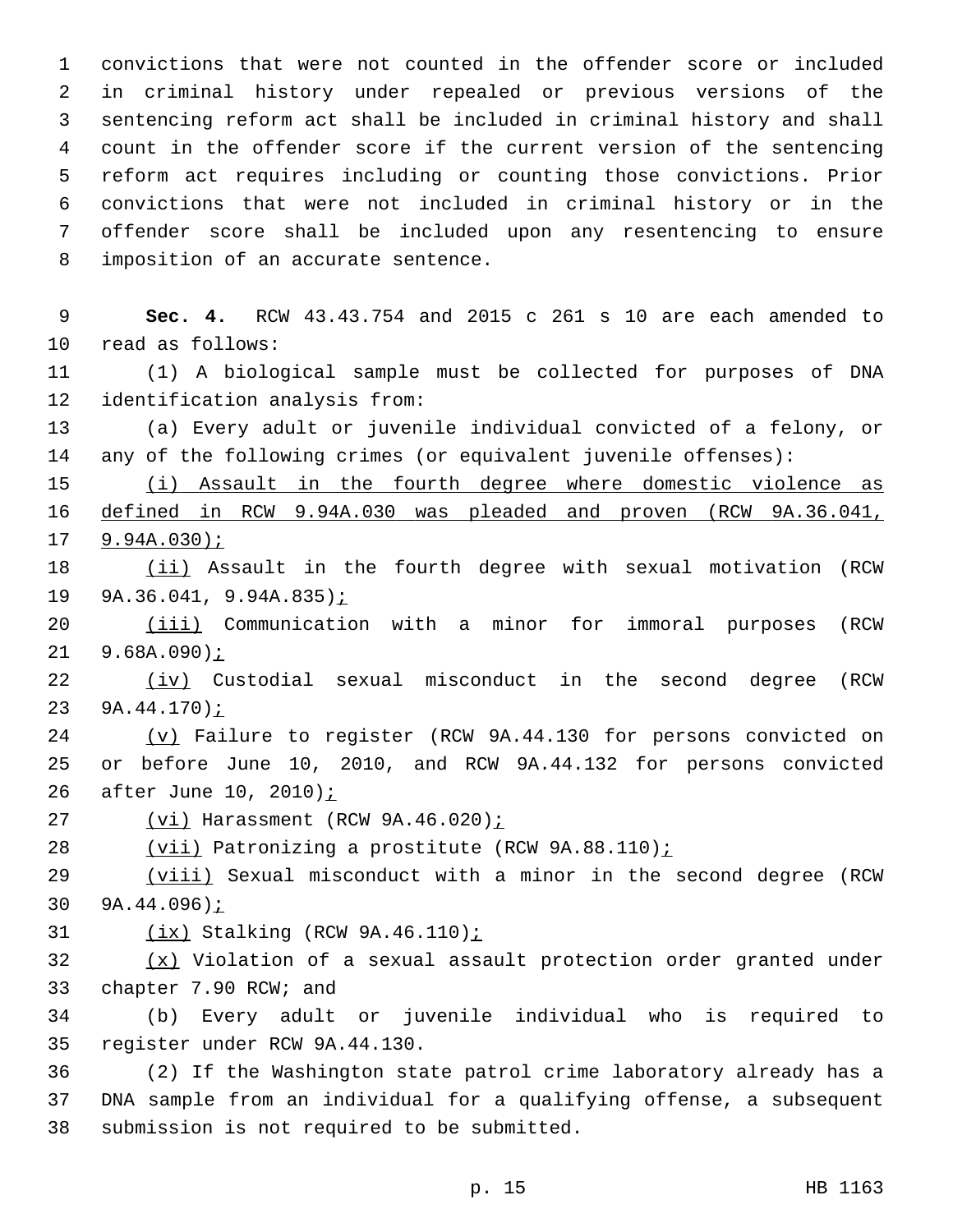convictions that were not counted in the offender score or included in criminal history under repealed or previous versions of the sentencing reform act shall be included in criminal history and shall count in the offender score if the current version of the sentencing reform act requires including or counting those convictions. Prior convictions that were not included in criminal history or in the offender score shall be included upon any resentencing to ensure imposition of an accurate sentence.

**Sec. 4.** RCW 43.43.754 and 2015 c 261 s 10 are each amended to read as follows:

(1) A biological sample must be collected for purposes of DNA identification analysis from:

(a) Every adult or juvenile individual convicted of a felony, or any of the following crimes (or equivalent juvenile offenses):

(i) Assault in the fourth degree where domestic violence as defined in RCW 9.94A.030 was pleaded and proven (RCW 9A.36.041, 9.94A.030);

(ii) Assault in the fourth degree with sexual motivation (RCW 9A.36.041, 9.94A.835);

(iii) Communication with a minor for immoral purposes (RCW 9.68A.090);

(iv) Custodial sexual misconduct in the second degree (RCW 9A.44.170);

(v) Failure to register (RCW 9A.44.130 for persons convicted on or before June 10, 2010, and RCW 9A.44.132 for persons convicted after June 10, 2010);

(vi) Harassment (RCW 9A.46.020);

(vii) Patronizing a prostitute (RCW 9A.88.110);

(viii) Sexual misconduct with a minor in the second degree (RCW 9A.44.096);

(ix) Stalking (RCW 9A.46.110);

(x) Violation of a sexual assault protection order granted under chapter 7.90 RCW; and

(b) Every adult or juvenile individual who is required to register under RCW 9A.44.130.

(2) If the Washington state patrol crime laboratory already has a DNA sample from an individual for a qualifying offense, a subsequent submission is not required to be submitted.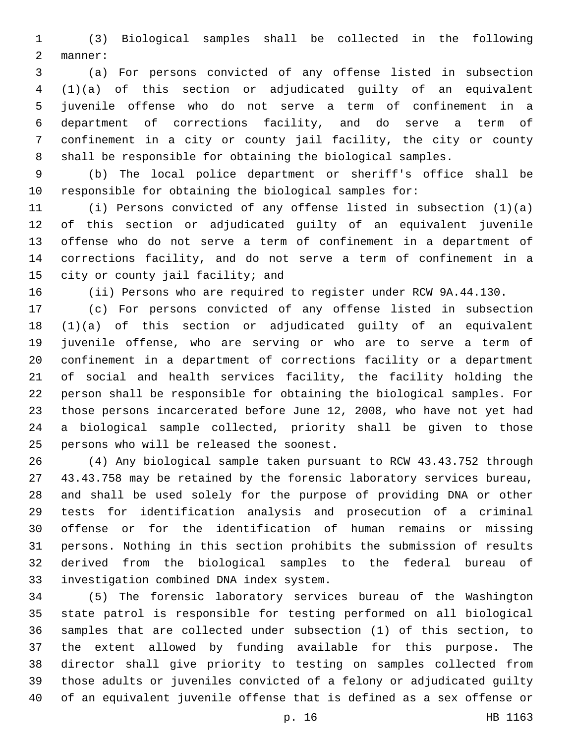(3) Biological samples shall be collected in the following manner:

(a) For persons convicted of any offense listed in subsection (1)(a) of this section or adjudicated guilty of an equivalent juvenile offense who do not serve a term of confinement in a department of corrections facility, and do serve a term of confinement in a city or county jail facility, the city or county shall be responsible for obtaining the biological samples.

(b) The local police department or sheriff's office shall be responsible for obtaining the biological samples for:

(i) Persons convicted of any offense listed in subsection (1)(a) of this section or adjudicated guilty of an equivalent juvenile offense who do not serve a term of confinement in a department of corrections facility, and do not serve a term of confinement in a city or county jail facility; and

(ii) Persons who are required to register under RCW 9A.44.130.

(c) For persons convicted of any offense listed in subsection (1)(a) of this section or adjudicated guilty of an equivalent juvenile offense, who are serving or who are to serve a term of confinement in a department of corrections facility or a department of social and health services facility, the facility holding the person shall be responsible for obtaining the biological samples. For those persons incarcerated before June 12, 2008, who have not yet had a biological sample collected, priority shall be given to those persons who will be released the soonest.

(4) Any biological sample taken pursuant to RCW 43.43.752 through 43.43.758 may be retained by the forensic laboratory services bureau, and shall be used solely for the purpose of providing DNA or other tests for identification analysis and prosecution of a criminal offense or for the identification of human remains or missing persons. Nothing in this section prohibits the submission of results derived from the biological samples to the federal bureau of investigation combined DNA index system.

(5) The forensic laboratory services bureau of the Washington state patrol is responsible for testing performed on all biological samples that are collected under subsection (1) of this section, to the extent allowed by funding available for this purpose. The director shall give priority to testing on samples collected from those adults or juveniles convicted of a felony or adjudicated guilty of an equivalent juvenile offense that is defined as a sex offense or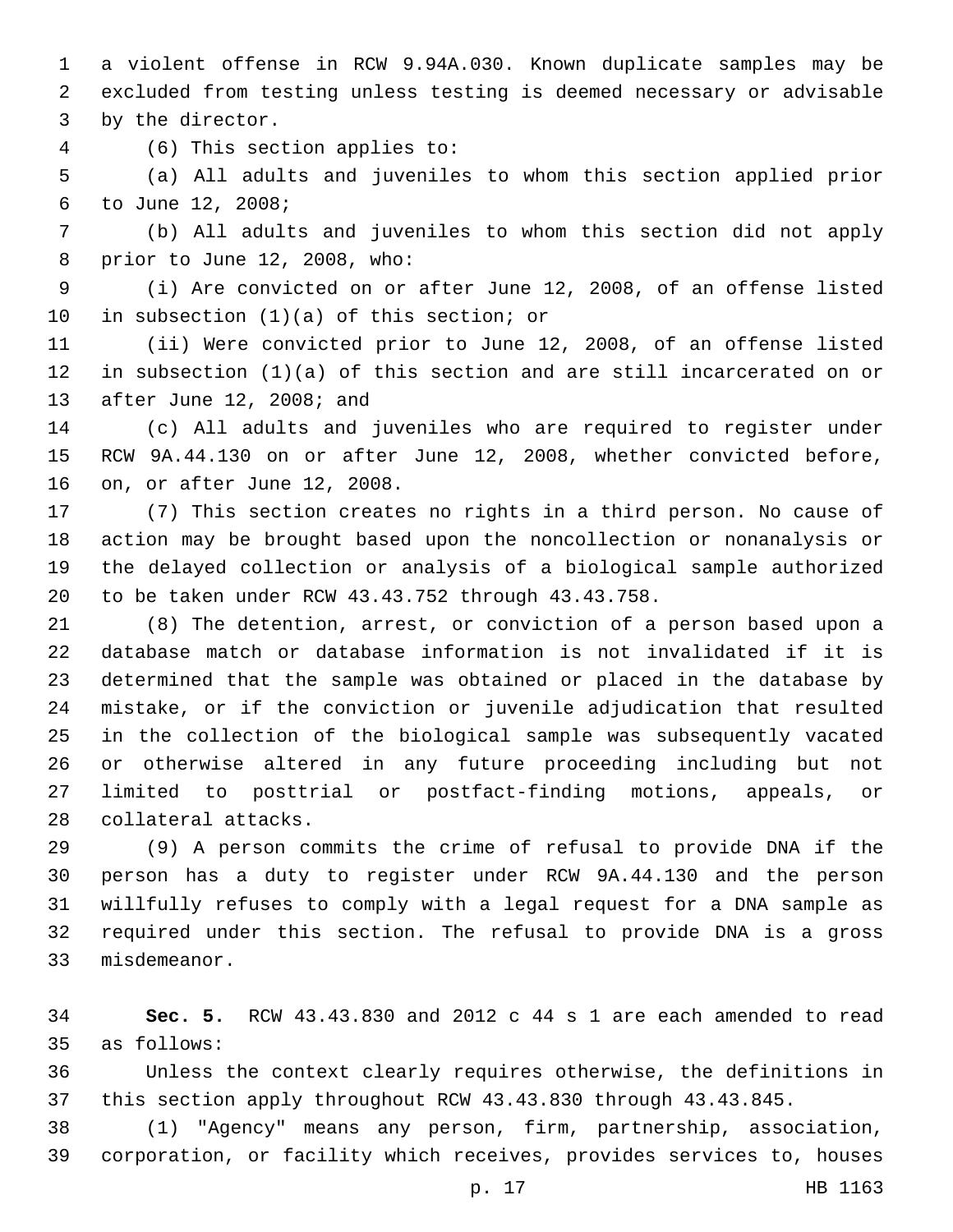a violent offense in RCW 9.94A.030. Known duplicate samples may be excluded from testing unless testing is deemed necessary or advisable by the director.

(6) This section applies to:

(a) All adults and juveniles to whom this section applied prior to June 12, 2008;

(b) All adults and juveniles to whom this section did not apply prior to June 12, 2008, who:

(i) Are convicted on or after June 12, 2008, of an offense listed in subsection (1)(a) of this section; or

(ii) Were convicted prior to June 12, 2008, of an offense listed in subsection (1)(a) of this section and are still incarcerated on or after June 12, 2008; and

(c) All adults and juveniles who are required to register under RCW 9A.44.130 on or after June 12, 2008, whether convicted before, on, or after June 12, 2008.

(7) This section creates no rights in a third person. No cause of action may be brought based upon the noncollection or nonanalysis or the delayed collection or analysis of a biological sample authorized to be taken under RCW 43.43.752 through 43.43.758.

(8) The detention, arrest, or conviction of a person based upon a database match or database information is not invalidated if it is determined that the sample was obtained or placed in the database by mistake, or if the conviction or juvenile adjudication that resulted in the collection of the biological sample was subsequently vacated or otherwise altered in any future proceeding including but not limited to posttrial or postfact-finding motions, appeals, or collateral attacks.

(9) A person commits the crime of refusal to provide DNA if the person has a duty to register under RCW 9A.44.130 and the person willfully refuses to comply with a legal request for a DNA sample as required under this section. The refusal to provide DNA is a gross misdemeanor.

**Sec. 5.** RCW 43.43.830 and 2012 c 44 s 1 are each amended to read as follows:

Unless the context clearly requires otherwise, the definitions in this section apply throughout RCW 43.43.830 through 43.43.845.

(1) "Agency" means any person, firm, partnership, association, corporation, or facility which receives, provides services to, houses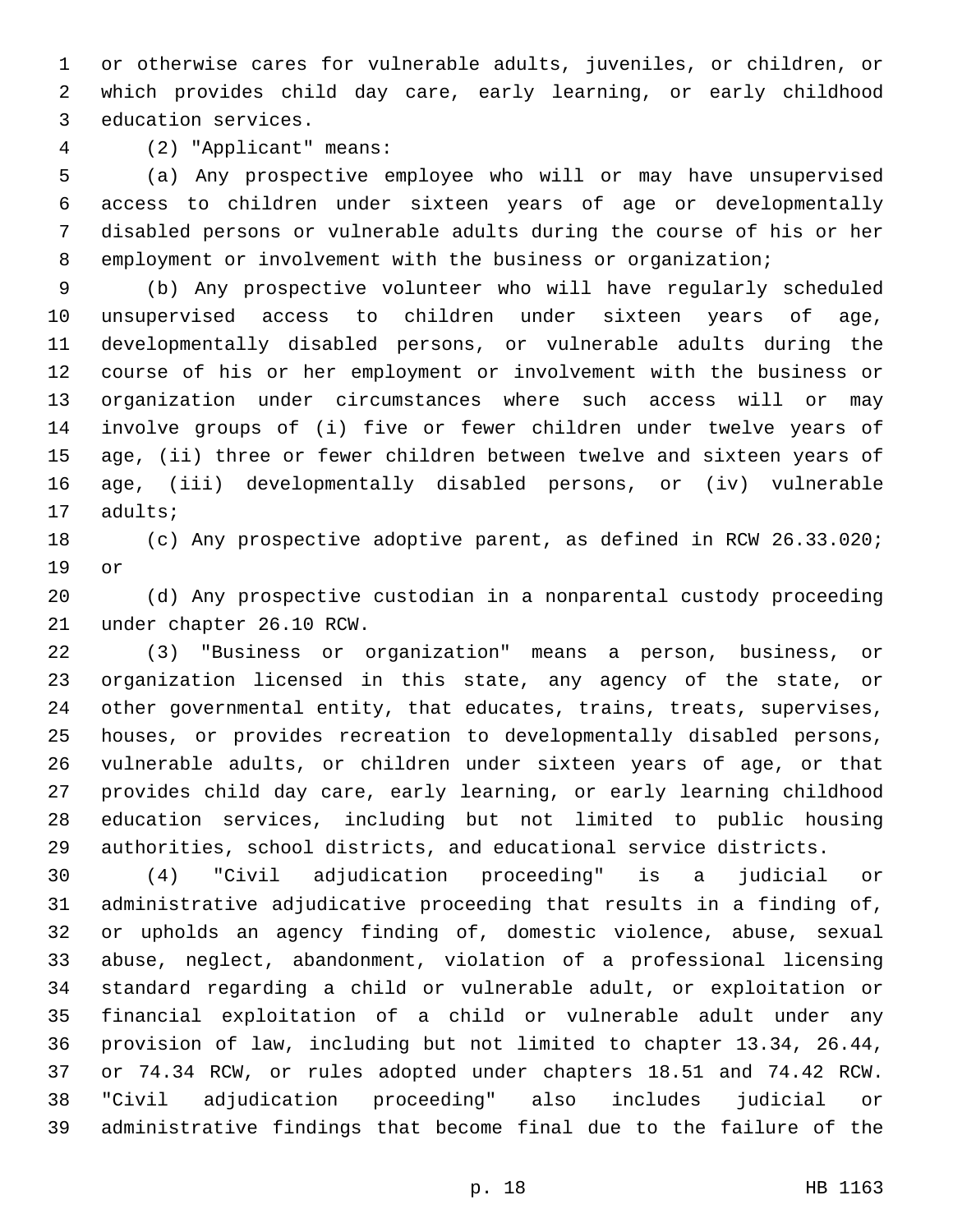or otherwise cares for vulnerable adults, juveniles, or children, or which provides child day care, early learning, or early childhood education services.

(2) "Applicant" means:

(a) Any prospective employee who will or may have unsupervised access to children under sixteen years of age or developmentally disabled persons or vulnerable adults during the course of his or her employment or involvement with the business or organization;

(b) Any prospective volunteer who will have regularly scheduled unsupervised access to children under sixteen years of age, developmentally disabled persons, or vulnerable adults during the course of his or her employment or involvement with the business or organization under circumstances where such access will or may involve groups of (i) five or fewer children under twelve years of age, (ii) three or fewer children between twelve and sixteen years of age, (iii) developmentally disabled persons, or (iv) vulnerable adults;

(c) Any prospective adoptive parent, as defined in RCW 26.33.020; or

(d) Any prospective custodian in a nonparental custody proceeding under chapter 26.10 RCW.

(3) "Business or organization" means a person, business, or organization licensed in this state, any agency of the state, or other governmental entity, that educates, trains, treats, supervises, houses, or provides recreation to developmentally disabled persons, vulnerable adults, or children under sixteen years of age, or that provides child day care, early learning, or early learning childhood education services, including but not limited to public housing authorities, school districts, and educational service districts.

(4) "Civil adjudication proceeding" is a judicial or administrative adjudicative proceeding that results in a finding of, or upholds an agency finding of, domestic violence, abuse, sexual abuse, neglect, abandonment, violation of a professional licensing standard regarding a child or vulnerable adult, or exploitation or financial exploitation of a child or vulnerable adult under any provision of law, including but not limited to chapter 13.34, 26.44, or 74.34 RCW, or rules adopted under chapters 18.51 and 74.42 RCW. "Civil adjudication proceeding" also includes judicial or administrative findings that become final due to the failure of the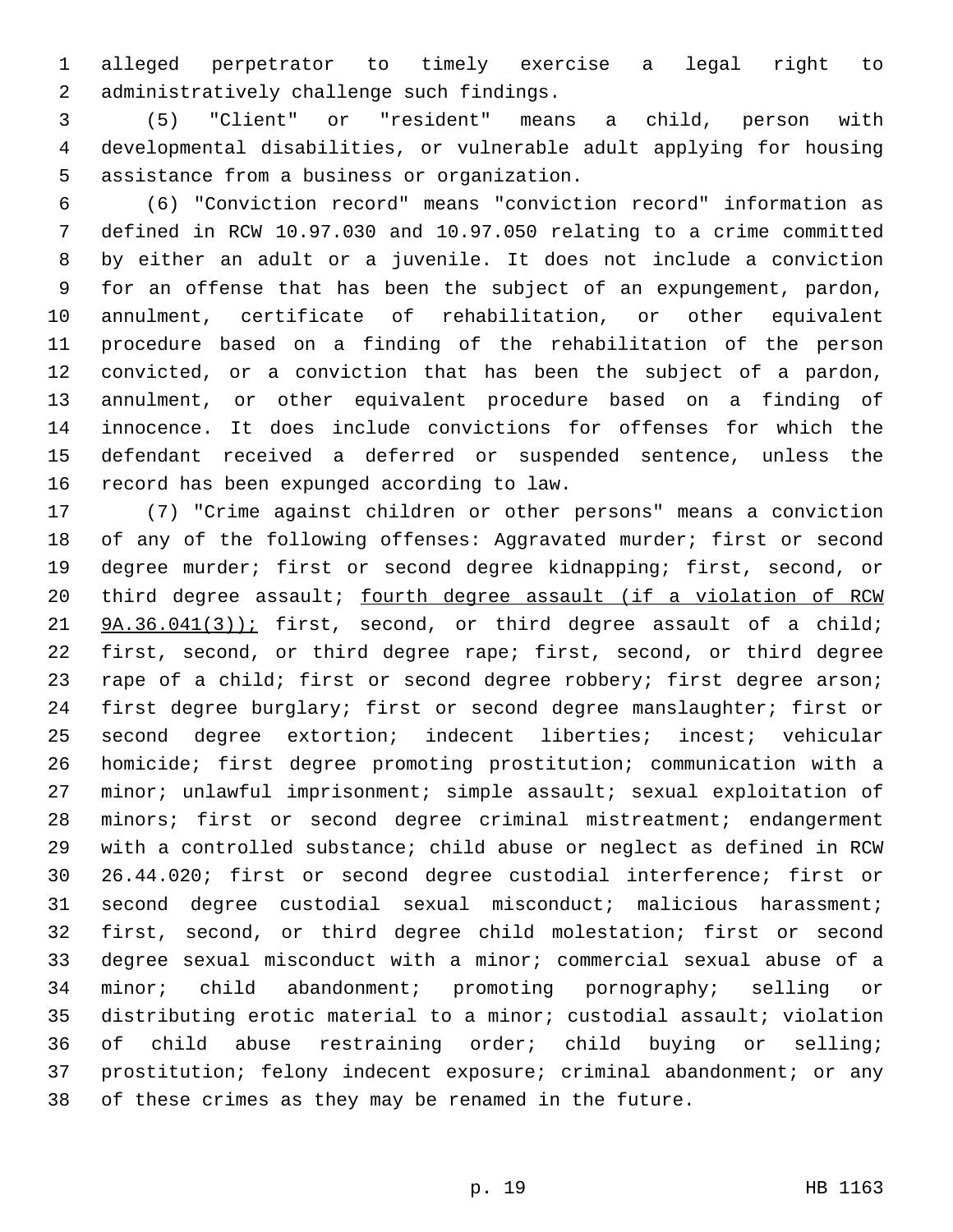alleged perpetrator to timely exercise a legal right to administratively challenge such findings.

(5) "Client" or "resident" means a child, person with developmental disabilities, or vulnerable adult applying for housing assistance from a business or organization.

(6) "Conviction record" means "conviction record" information as defined in RCW 10.97.030 and 10.97.050 relating to a crime committed by either an adult or a juvenile. It does not include a conviction for an offense that has been the subject of an expungement, pardon, annulment, certificate of rehabilitation, or other equivalent procedure based on a finding of the rehabilitation of the person convicted, or a conviction that has been the subject of a pardon, annulment, or other equivalent procedure based on a finding of innocence. It does include convictions for offenses for which the defendant received a deferred or suspended sentence, unless the record has been expunged according to law.

(7) "Crime against children or other persons" means a conviction of any of the following offenses: Aggravated murder; first or second degree murder; first or second degree kidnapping; first, second, or third degree assault; <u>fourth degree assault (if a violation of RCW 9A.36.041(3));</u> first, second, or third degree assault of a child; first, second, or third degree rape; first, second, or third degree rape of a child; first or second degree robbery; first degree arson; first degree burglary; first or second degree manslaughter; first or second degree extortion; indecent liberties; incest; vehicular homicide; first degree promoting prostitution; communication with a minor; unlawful imprisonment; simple assault; sexual exploitation of minors; first or second degree criminal mistreatment; endangerment with a controlled substance; child abuse or neglect as defined in RCW 26.44.020; first or second degree custodial interference; first or second degree custodial sexual misconduct; malicious harassment; first, second, or third degree child molestation; first or second degree sexual misconduct with a minor; commercial sexual abuse of a minor; child abandonment; promoting pornography; selling or distributing erotic material to a minor; custodial assault; violation of child abuse restraining order; child buying or selling; prostitution; felony indecent exposure; criminal abandonment; or any of these crimes as they may be renamed in the future.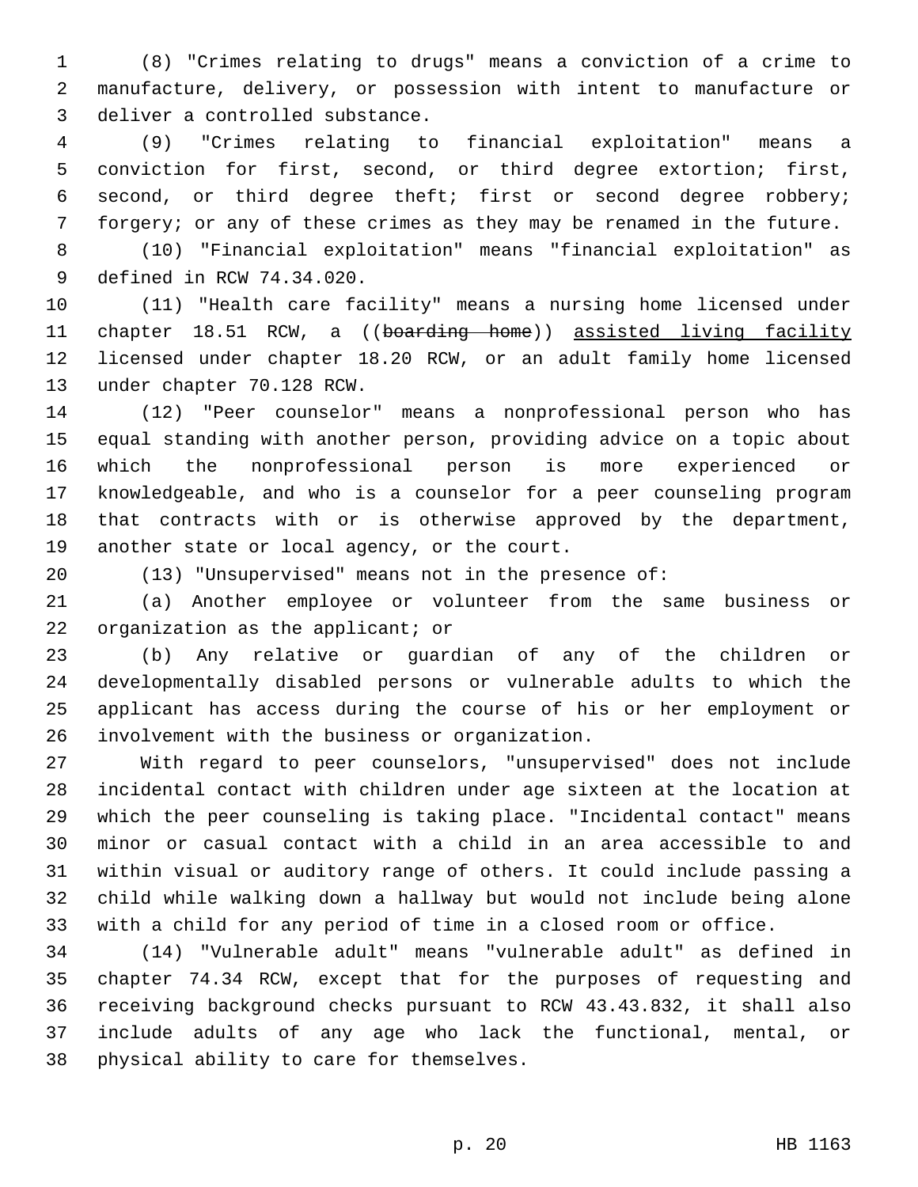(8) "Crimes relating to drugs" means a conviction of a crime to manufacture, delivery, or possession with intent to manufacture or deliver a controlled substance.

(9) "Crimes relating to financial exploitation" means a conviction for first, second, or third degree extortion; first, second, or third degree theft; first or second degree robbery; forgery; or any of these crimes as they may be renamed in the future.

(10) "Financial exploitation" means "financial exploitation" as defined in RCW 74.34.020.

(11) "Health care facility" means a nursing home licensed under chapter 18.51 RCW, a ((~~boarding home~~)) <u>assisted living facility</u> licensed under chapter 18.20 RCW, or an adult family home licensed under chapter 70.128 RCW.

(12) "Peer counselor" means a nonprofessional person who has equal standing with another person, providing advice on a topic about which the nonprofessional person is more experienced or knowledgeable, and who is a counselor for a peer counseling program that contracts with or is otherwise approved by the department, another state or local agency, or the court.

(13) "Unsupervised" means not in the presence of:

(a) Another employee or volunteer from the same business or organization as the applicant; or

(b) Any relative or guardian of any of the children or developmentally disabled persons or vulnerable adults to which the applicant has access during the course of his or her employment or involvement with the business or organization.

With regard to peer counselors, "unsupervised" does not include incidental contact with children under age sixteen at the location at which the peer counseling is taking place. "Incidental contact" means minor or casual contact with a child in an area accessible to and within visual or auditory range of others. It could include passing a child while walking down a hallway but would not include being alone with a child for any period of time in a closed room or office.

(14) "Vulnerable adult" means "vulnerable adult" as defined in chapter 74.34 RCW, except that for the purposes of requesting and receiving background checks pursuant to RCW 43.43.832, it shall also include adults of any age who lack the functional, mental, or physical ability to care for themselves.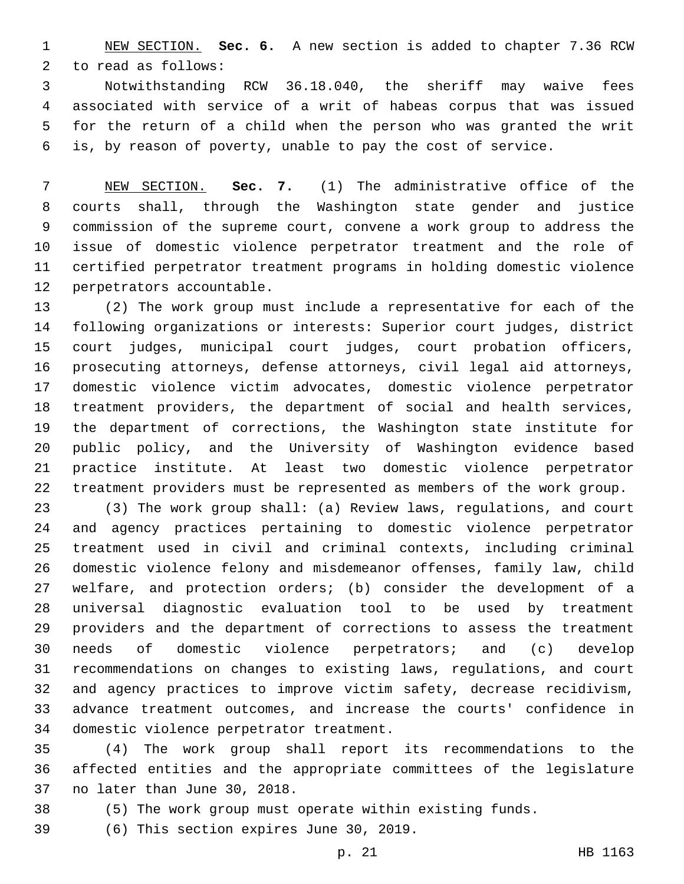NEW SECTION. **Sec. 6.** A new section is added to chapter 7.36 RCW to read as follows:

Notwithstanding RCW 36.18.040, the sheriff may waive fees associated with service of a writ of habeas corpus that was issued for the return of a child when the person who was granted the writ is, by reason of poverty, unable to pay the cost of service.

NEW SECTION. **Sec. 7.** (1) The administrative office of the courts shall, through the Washington state gender and justice commission of the supreme court, convene a work group to address the issue of domestic violence perpetrator treatment and the role of certified perpetrator treatment programs in holding domestic violence perpetrators accountable.

(2) The work group must include a representative for each of the following organizations or interests: Superior court judges, district court judges, municipal court judges, court probation officers, prosecuting attorneys, defense attorneys, civil legal aid attorneys, domestic violence victim advocates, domestic violence perpetrator treatment providers, the department of social and health services, the department of corrections, the Washington state institute for public policy, and the University of Washington evidence based practice institute. At least two domestic violence perpetrator treatment providers must be represented as members of the work group.

(3) The work group shall: (a) Review laws, regulations, and court and agency practices pertaining to domestic violence perpetrator treatment used in civil and criminal contexts, including criminal domestic violence felony and misdemeanor offenses, family law, child welfare, and protection orders; (b) consider the development of a universal diagnostic evaluation tool to be used by treatment providers and the department of corrections to assess the treatment needs of domestic violence perpetrators; and (c) develop recommendations on changes to existing laws, regulations, and court and agency practices to improve victim safety, decrease recidivism, advance treatment outcomes, and increase the courts' confidence in domestic violence perpetrator treatment.

(4) The work group shall report its recommendations to the affected entities and the appropriate committees of the legislature no later than June 30, 2018.

(5) The work group must operate within existing funds.

(6) This section expires June 30, 2019.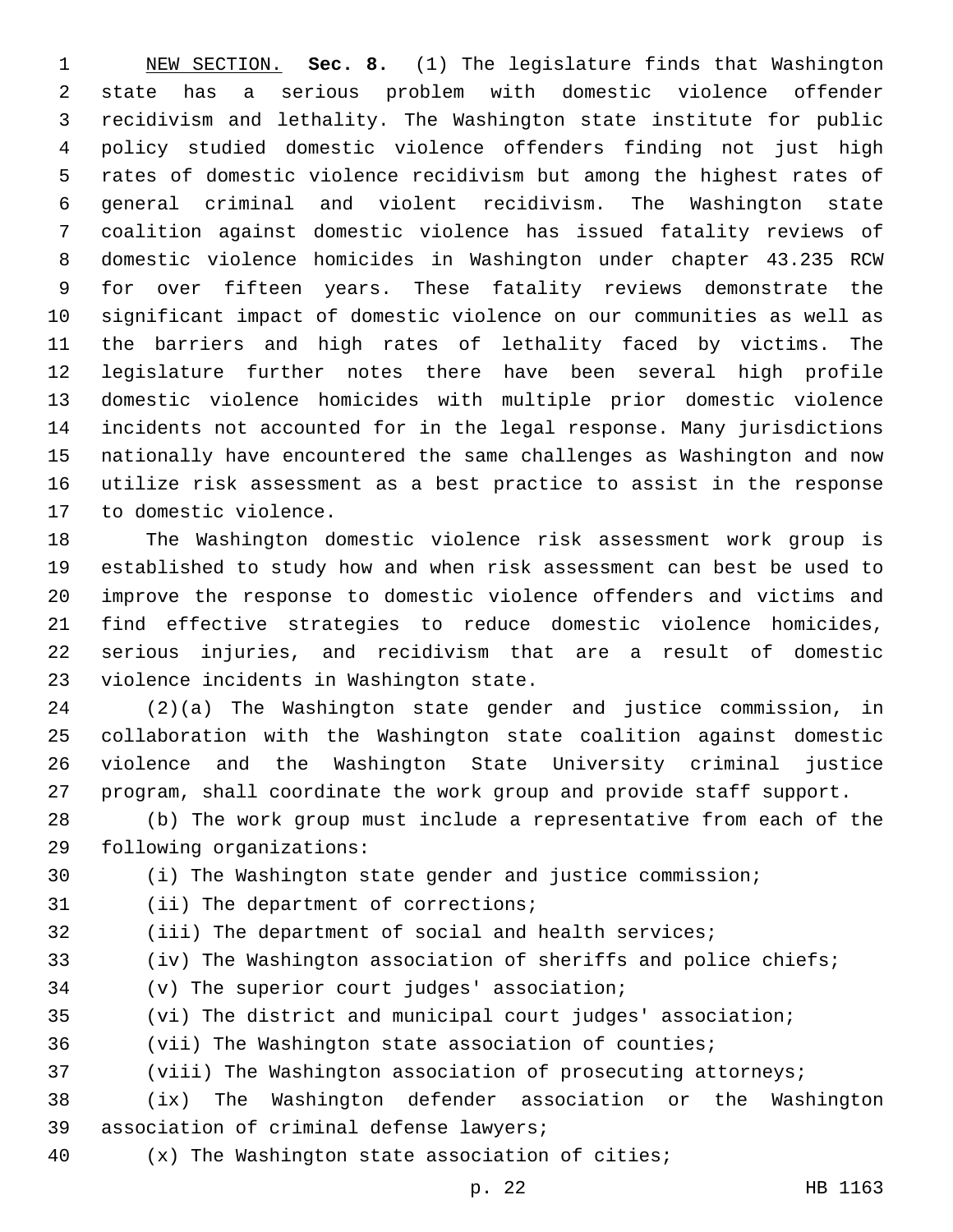<u>NEW SECTION.</u> **Sec. 8.** (1) The legislature finds that Washington state has a serious problem with domestic violence offender recidivism and lethality. The Washington state institute for public policy studied domestic violence offenders finding not just high rates of domestic violence recidivism but among the highest rates of general criminal and violent recidivism. The Washington state coalition against domestic violence has issued fatality reviews of domestic violence homicides in Washington under chapter 43.235 RCW for over fifteen years. These fatality reviews demonstrate the significant impact of domestic violence on our communities as well as the barriers and high rates of lethality faced by victims. The legislature further notes there have been several high profile domestic violence homicides with multiple prior domestic violence incidents not accounted for in the legal response. Many jurisdictions nationally have encountered the same challenges as Washington and now utilize risk assessment as a best practice to assist in the response to domestic violence.

The Washington domestic violence risk assessment work group is established to study how and when risk assessment can best be used to improve the response to domestic violence offenders and victims and find effective strategies to reduce domestic violence homicides, serious injuries, and recidivism that are a result of domestic violence incidents in Washington state.

(2)(a) The Washington state gender and justice commission, in collaboration with the Washington state coalition against domestic violence and the Washington State University criminal justice program, shall coordinate the work group and provide staff support.

(b) The work group must include a representative from each of the following organizations:

(i) The Washington state gender and justice commission;

(ii) The department of corrections;

(iii) The department of social and health services;

(iv) The Washington association of sheriffs and police chiefs;

(v) The superior court judges' association;

(vi) The district and municipal court judges' association;

(vii) The Washington state association of counties;

(viii) The Washington association of prosecuting attorneys;

(ix) The Washington defender association or the Washington association of criminal defense lawyers;

(x) The Washington state association of cities;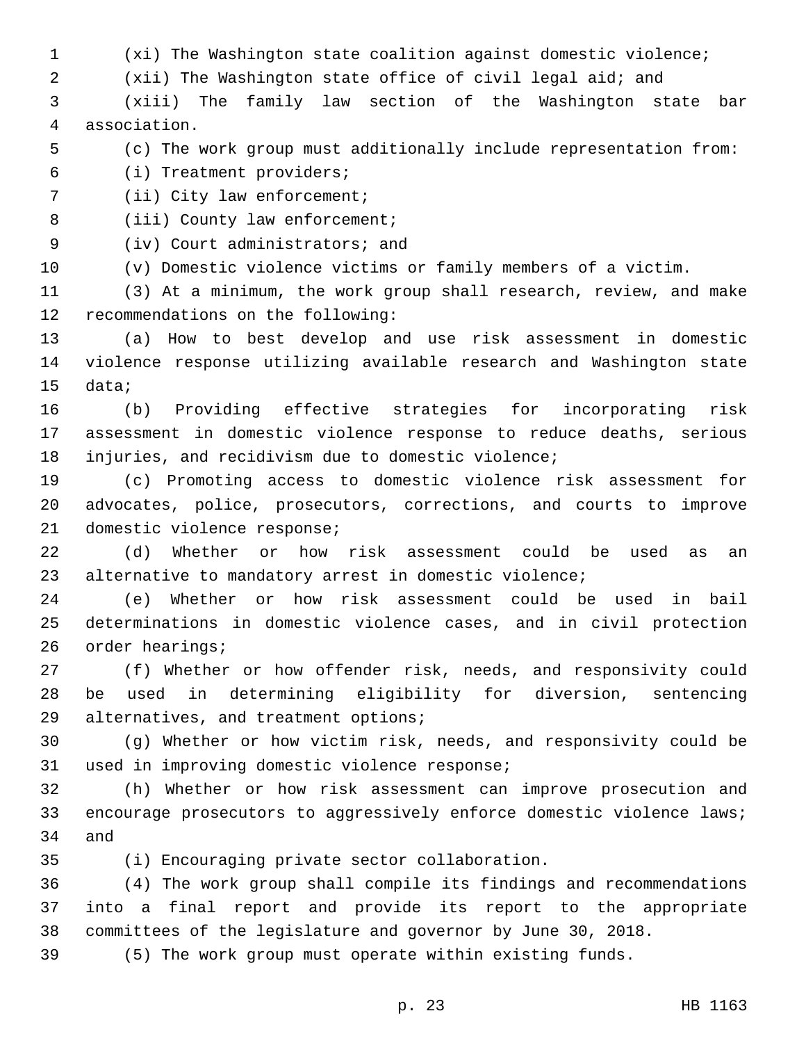(xi) The Washington state coalition against domestic violence;

(xii) The Washington state office of civil legal aid; and

(xiii) The family law section of the Washington state bar association.

(c) The work group must additionally include representation from:

(i) Treatment providers;

(ii) City law enforcement;

(iii) County law enforcement;

(iv) Court administrators; and

(v) Domestic violence victims or family members of a victim.

(3) At a minimum, the work group shall research, review, and make recommendations on the following:

(a) How to best develop and use risk assessment in domestic violence response utilizing available research and Washington state data;

(b) Providing effective strategies for incorporating risk assessment in domestic violence response to reduce deaths, serious injuries, and recidivism due to domestic violence;

(c) Promoting access to domestic violence risk assessment for advocates, police, prosecutors, corrections, and courts to improve domestic violence response;

(d) Whether or how risk assessment could be used as an alternative to mandatory arrest in domestic violence;

(e) Whether or how risk assessment could be used in bail determinations in domestic violence cases, and in civil protection order hearings;

(f) Whether or how offender risk, needs, and responsivity could be used in determining eligibility for diversion, sentencing alternatives, and treatment options;

(g) Whether or how victim risk, needs, and responsivity could be used in improving domestic violence response;

(h) Whether or how risk assessment can improve prosecution and encourage prosecutors to aggressively enforce domestic violence laws; and

(i) Encouraging private sector collaboration.

(4) The work group shall compile its findings and recommendations into a final report and provide its report to the appropriate committees of the legislature and governor by June 30, 2018.

(5) The work group must operate within existing funds.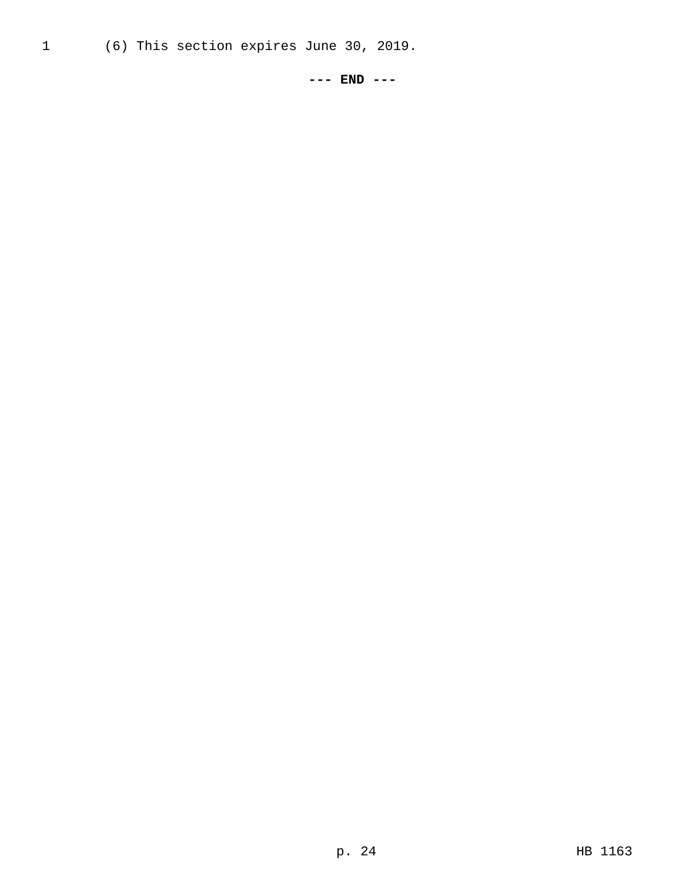(6) This section expires June 30, 2019.

**--- END ---**